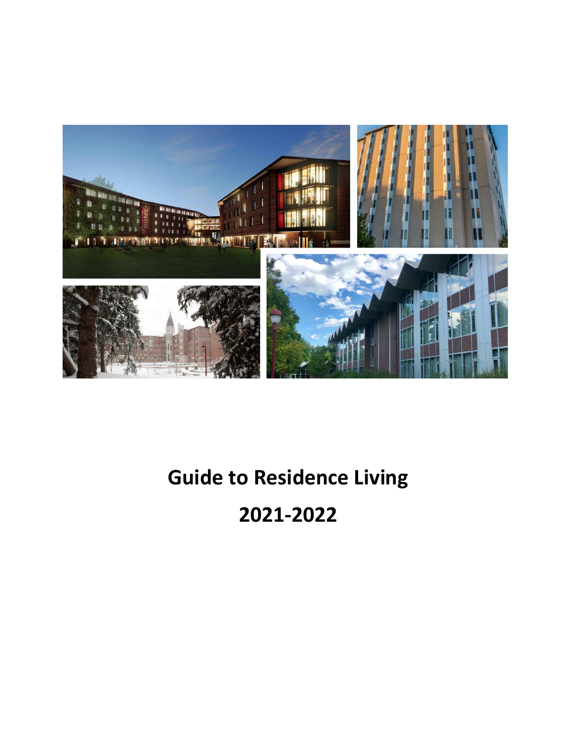# Guide to Residence Living

# 2021-2022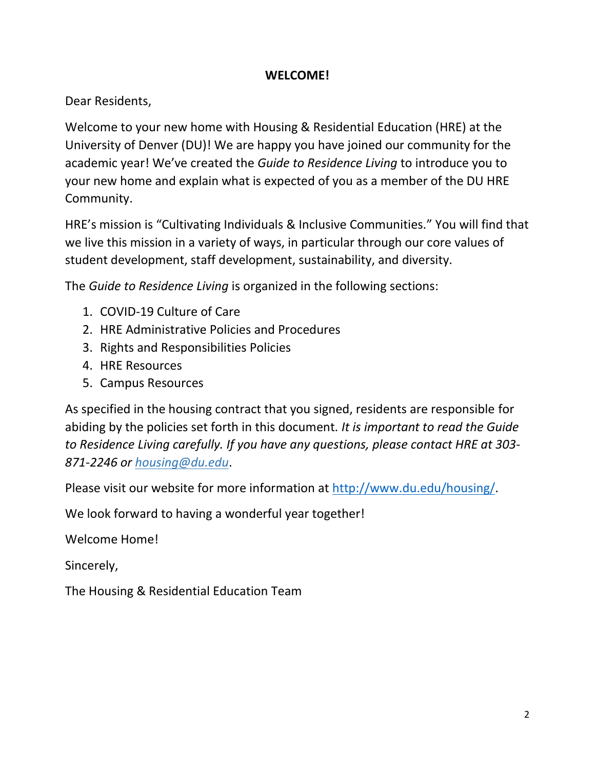**WELCOME!**

Dear Residents,

Welcome to your new home with Housing & Residential Education (HRE) at the University of Denver (DU)! We are happy you have joined our community for the academic year! We've created the *Guide to Residence Living* to introduce you to your new home and explain what is expected of you as a member of the DU HRE Community.

HRE's mission is "Cultivating Individuals & Inclusive Communities." You will find that we live this mission in a variety of ways, in particular through our core values of student development, staff development, sustainability, and diversity.

The *Guide to Residence Living* is organized in the following sections:

1. COVID-19 Culture of Care
2. HRE Administrative Policies and Procedures
3. Rights and Responsibilities Policies
4. HRE Resources
5. Campus Resources

As specified in the housing contract that you signed, residents are responsible for abiding by the policies set forth in this document. *It is important to read the Guide to Residence Living carefully. If you have any questions, please contact HRE at 303-871-2246 or [housing@du.edu](mailto:housing@du.edu)*.

Please visit our website for more information at [http://www.du.edu/housing/](http://www.du.edu/housing/).

We look forward to having a wonderful year together!

Welcome Home!

Sincerely,

The Housing & Residential Education Team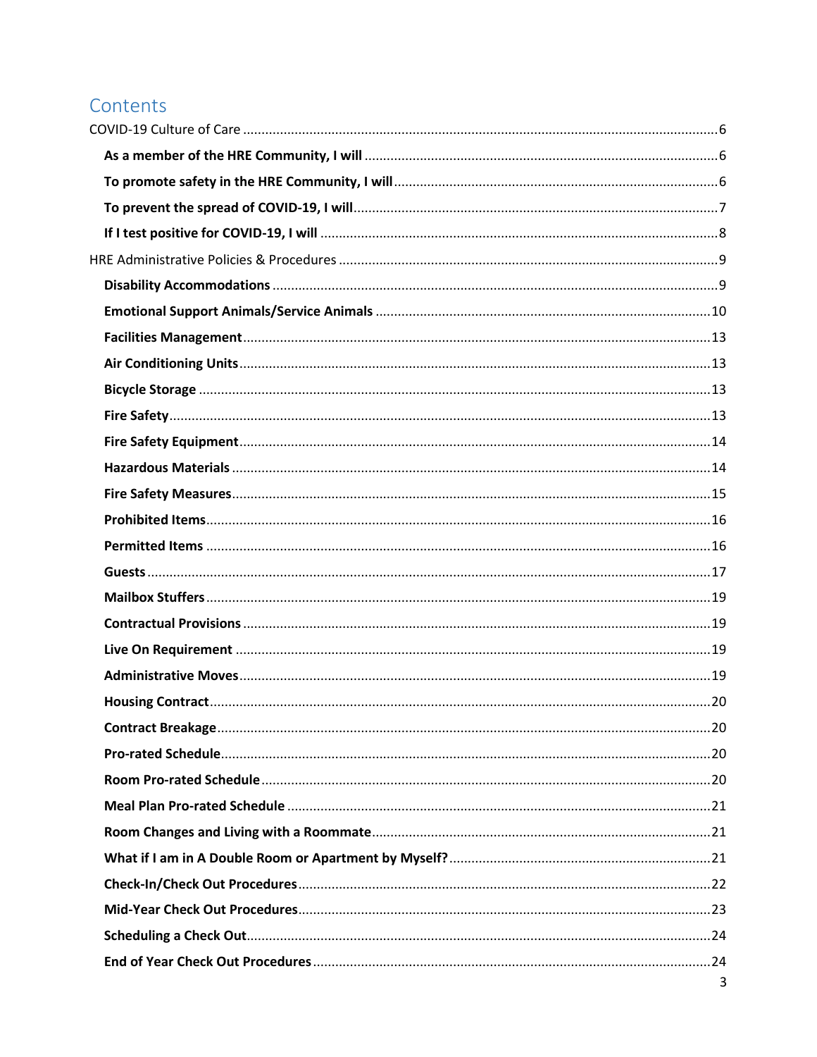# Contents

COVID-19 Culture of Care .......... 6

- **As a member of the HRE Community, I will** .......... 6
- **To promote safety in the HRE Community, I will** .......... 6
- **To prevent the spread of COVID-19, I will** .......... 7
- **If I test positive for COVID-19, I will** .......... 8

HRE Administrative Policies & Procedures .......... 9

- **Disability Accommodations** .......... 9
- **Emotional Support Animals/Service Animals** .......... 10
- **Facilities Management** .......... 13
- **Air Conditioning Units** .......... 13
- **Bicycle Storage** .......... 13
- **Fire Safety** .......... 13
- **Fire Safety Equipment** .......... 14
- **Hazardous Materials** .......... 14
- **Fire Safety Measures** .......... 15
- **Prohibited Items** .......... 16
- **Permitted Items** .......... 16
- **Guests** .......... 17
- **Mailbox Stuffers** .......... 19
- **Contractual Provisions** .......... 19
- **Live On Requirement** .......... 19
- **Administrative Moves** .......... 19
- **Housing Contract** .......... 20
- **Contract Breakage** .......... 20
- **Pro-rated Schedule** .......... 20
- **Room Pro-rated Schedule** .......... 20
- **Meal Plan Pro-rated Schedule** .......... 21
- **Room Changes and Living with a Roommate** .......... 21
- **What if I am in A Double Room or Apartment by Myself?** .......... 21
- **Check-In/Check Out Procedures** .......... 22
- **Mid-Year Check Out Procedures** .......... 23
- **Scheduling a Check Out** .......... 24
- **End of Year Check Out Procedures** .......... 24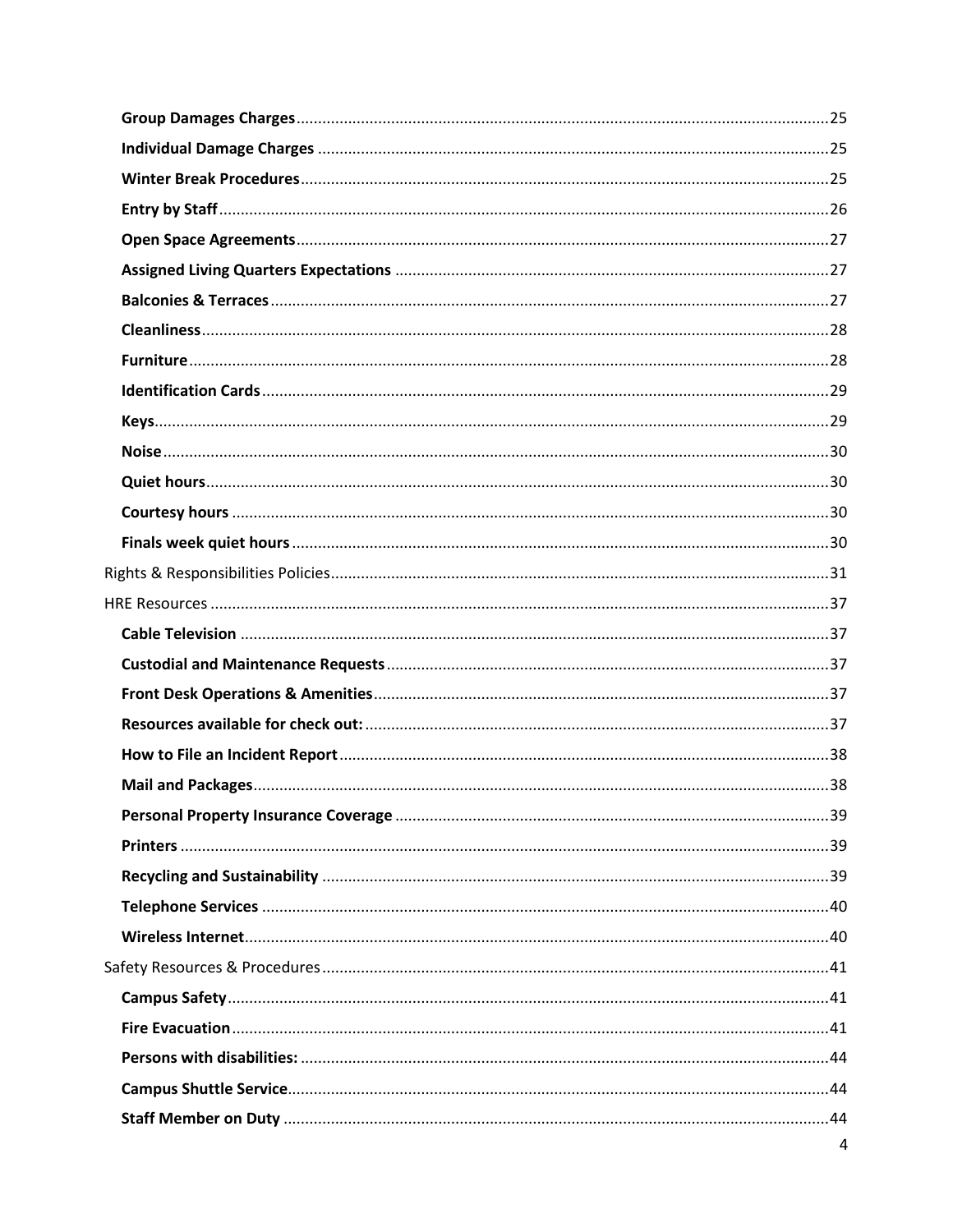**Group Damages Charges** .......... 25
**Individual Damage Charges** .......... 25
**Winter Break Procedures** .......... 25
**Entry by Staff** .......... 26
**Open Space Agreements** .......... 27
**Assigned Living Quarters Expectations** .......... 27
**Balconies & Terraces** .......... 27
**Cleanliness** .......... 28
**Furniture** .......... 28
**Identification Cards** .......... 29
**Keys** .......... 29
**Noise** .......... 30
**Quiet hours** .......... 30
**Courtesy hours** .......... 30
**Finals week quiet hours** .......... 30

Rights & Responsibilities Policies .......... 31

HRE Resources .......... 37

**Cable Television** .......... 37
**Custodial and Maintenance Requests** .......... 37
**Front Desk Operations & Amenities** .......... 37
**Resources available for check out:** .......... 37
**How to File an Incident Report** .......... 38
**Mail and Packages** .......... 38
**Personal Property Insurance Coverage** .......... 39
**Printers** .......... 39
**Recycling and Sustainability** .......... 39
**Telephone Services** .......... 40
**Wireless Internet** .......... 40

Safety Resources & Procedures .......... 41

**Campus Safety** .......... 41
**Fire Evacuation** .......... 41
**Persons with disabilities:** .......... 44
**Campus Shuttle Service** .......... 44
**Staff Member on Duty** .......... 44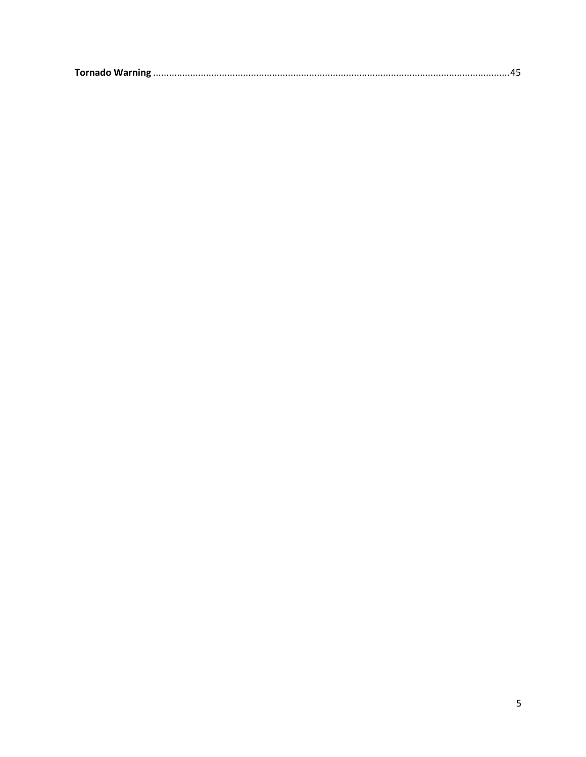**Tornado Warning** ....................................................................................................................................45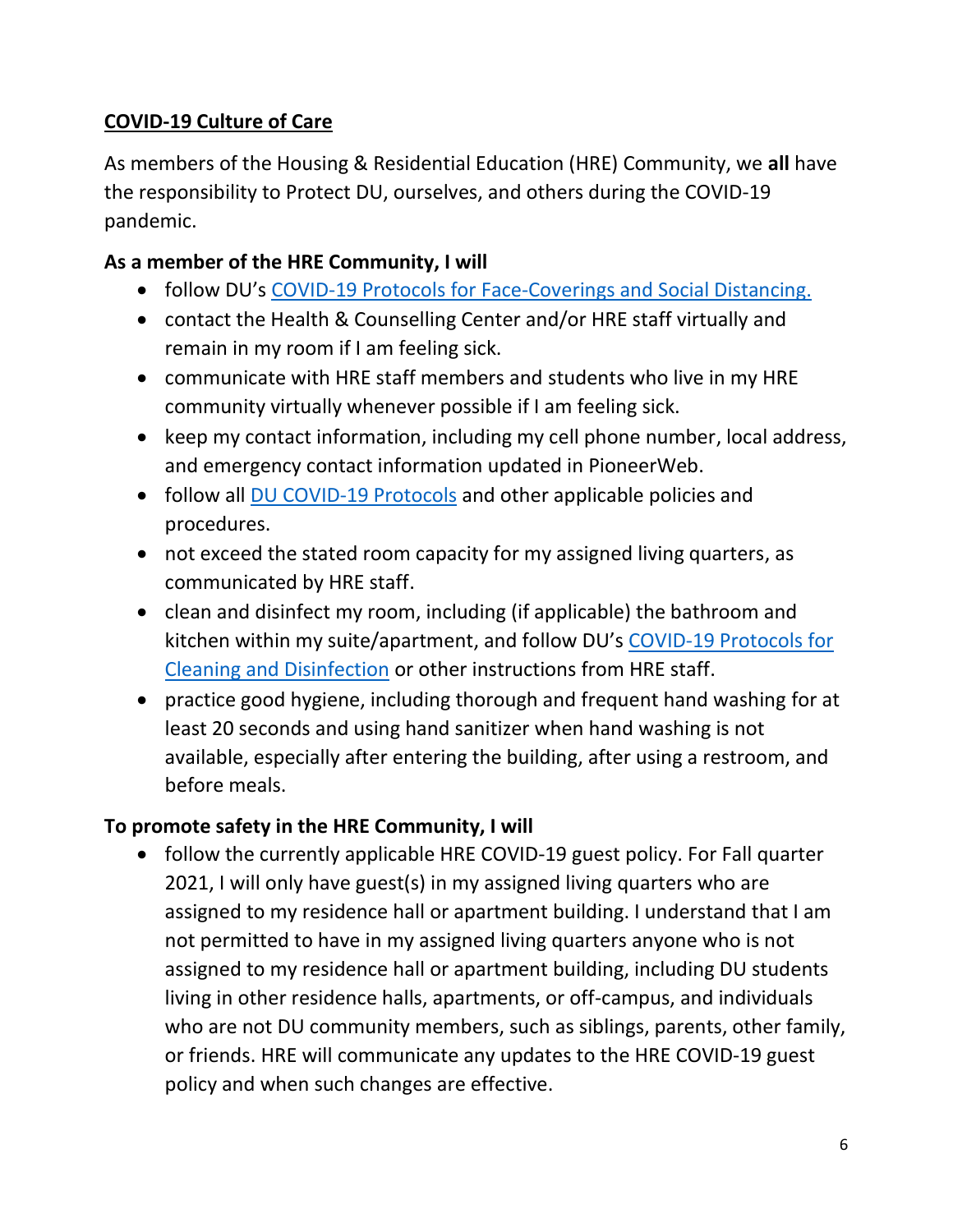## COVID-19 Culture of Care

As members of the Housing & Residential Education (HRE) Community, we **all** have the responsibility to Protect DU, ourselves, and others during the COVID-19 pandemic.

**As a member of the HRE Community, I will**

- follow DU's COVID-19 Protocols for Face-Coverings and Social Distancing.
- contact the Health & Counselling Center and/or HRE staff virtually and remain in my room if I am feeling sick.
- communicate with HRE staff members and students who live in my HRE community virtually whenever possible if I am feeling sick.
- keep my contact information, including my cell phone number, local address, and emergency contact information updated in PioneerWeb.
- follow all DU COVID-19 Protocols and other applicable policies and procedures.
- not exceed the stated room capacity for my assigned living quarters, as communicated by HRE staff.
- clean and disinfect my room, including (if applicable) the bathroom and kitchen within my suite/apartment, and follow DU's COVID-19 Protocols for Cleaning and Disinfection or other instructions from HRE staff.
- practice good hygiene, including thorough and frequent hand washing for at least 20 seconds and using hand sanitizer when hand washing is not available, especially after entering the building, after using a restroom, and before meals.

**To promote safety in the HRE Community, I will**

- follow the currently applicable HRE COVID-19 guest policy. For Fall quarter 2021, I will only have guest(s) in my assigned living quarters who are assigned to my residence hall or apartment building. I understand that I am not permitted to have in my assigned living quarters anyone who is not assigned to my residence hall or apartment building, including DU students living in other residence halls, apartments, or off-campus, and individuals who are not DU community members, such as siblings, parents, other family, or friends. HRE will communicate any updates to the HRE COVID-19 guest policy and when such changes are effective.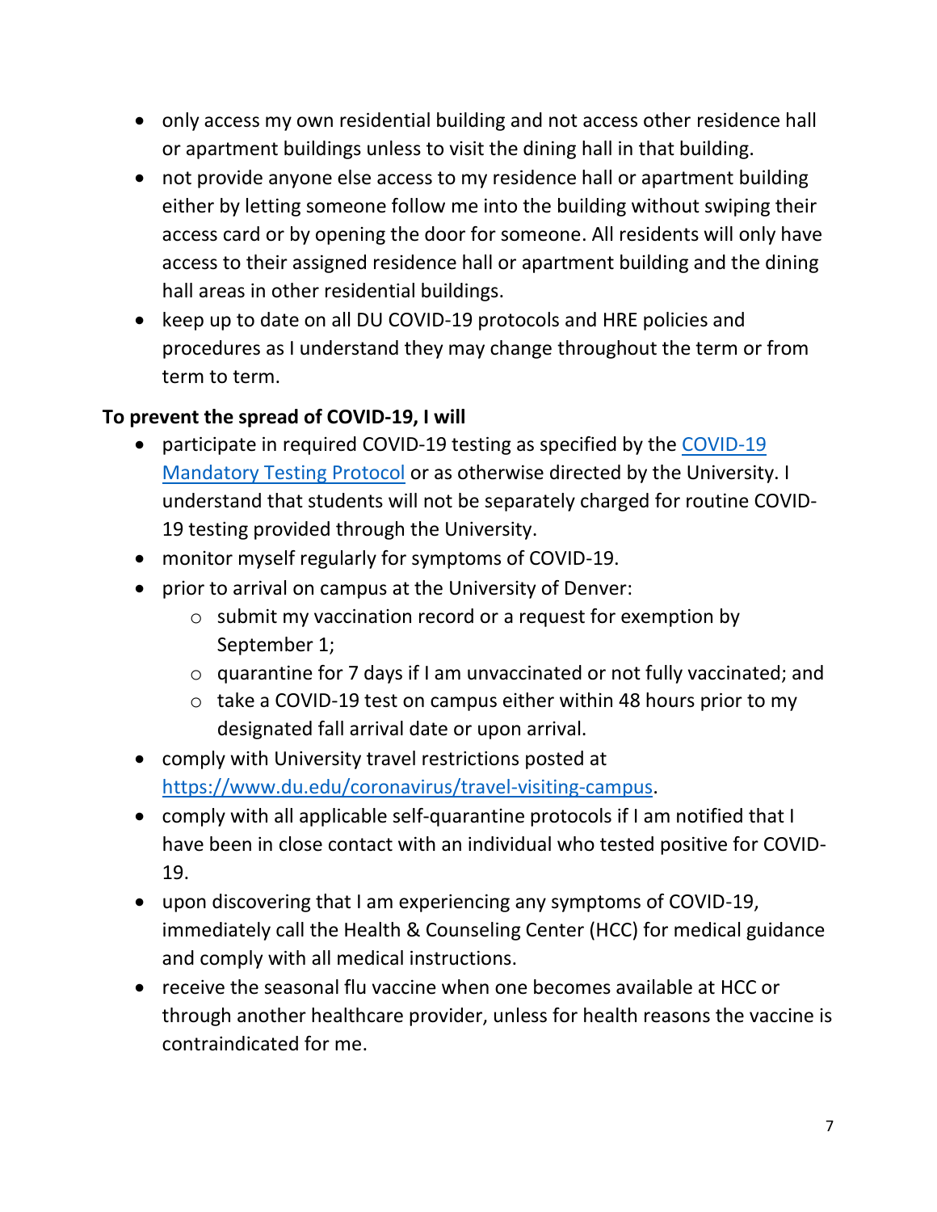- only access my own residential building and not access other residence hall or apartment buildings unless to visit the dining hall in that building.
- not provide anyone else access to my residence hall or apartment building either by letting someone follow me into the building without swiping their access card or by opening the door for someone. All residents will only have access to their assigned residence hall or apartment building and the dining hall areas in other residential buildings.
- keep up to date on all DU COVID-19 protocols and HRE policies and procedures as I understand they may change throughout the term or from term to term.

**To prevent the spread of COVID-19, I will**

- participate in required COVID-19 testing as specified by the [COVID-19 Mandatory Testing Protocol]() or as otherwise directed by the University. I understand that students will not be separately charged for routine COVID-19 testing provided through the University.
- monitor myself regularly for symptoms of COVID-19.
- prior to arrival on campus at the University of Denver:
  - submit my vaccination record or a request for exemption by September 1;
  - quarantine for 7 days if I am unvaccinated or not fully vaccinated; and
  - take a COVID-19 test on campus either within 48 hours prior to my designated fall arrival date or upon arrival.
- comply with University travel restrictions posted at [https://www.du.edu/coronavirus/travel-visiting-campus](https://www.du.edu/coronavirus/travel-visiting-campus).
- comply with all applicable self-quarantine protocols if I am notified that I have been in close contact with an individual who tested positive for COVID-19.
- upon discovering that I am experiencing any symptoms of COVID-19, immediately call the Health & Counseling Center (HCC) for medical guidance and comply with all medical instructions.
- receive the seasonal flu vaccine when one becomes available at HCC or through another healthcare provider, unless for health reasons the vaccine is contraindicated for me.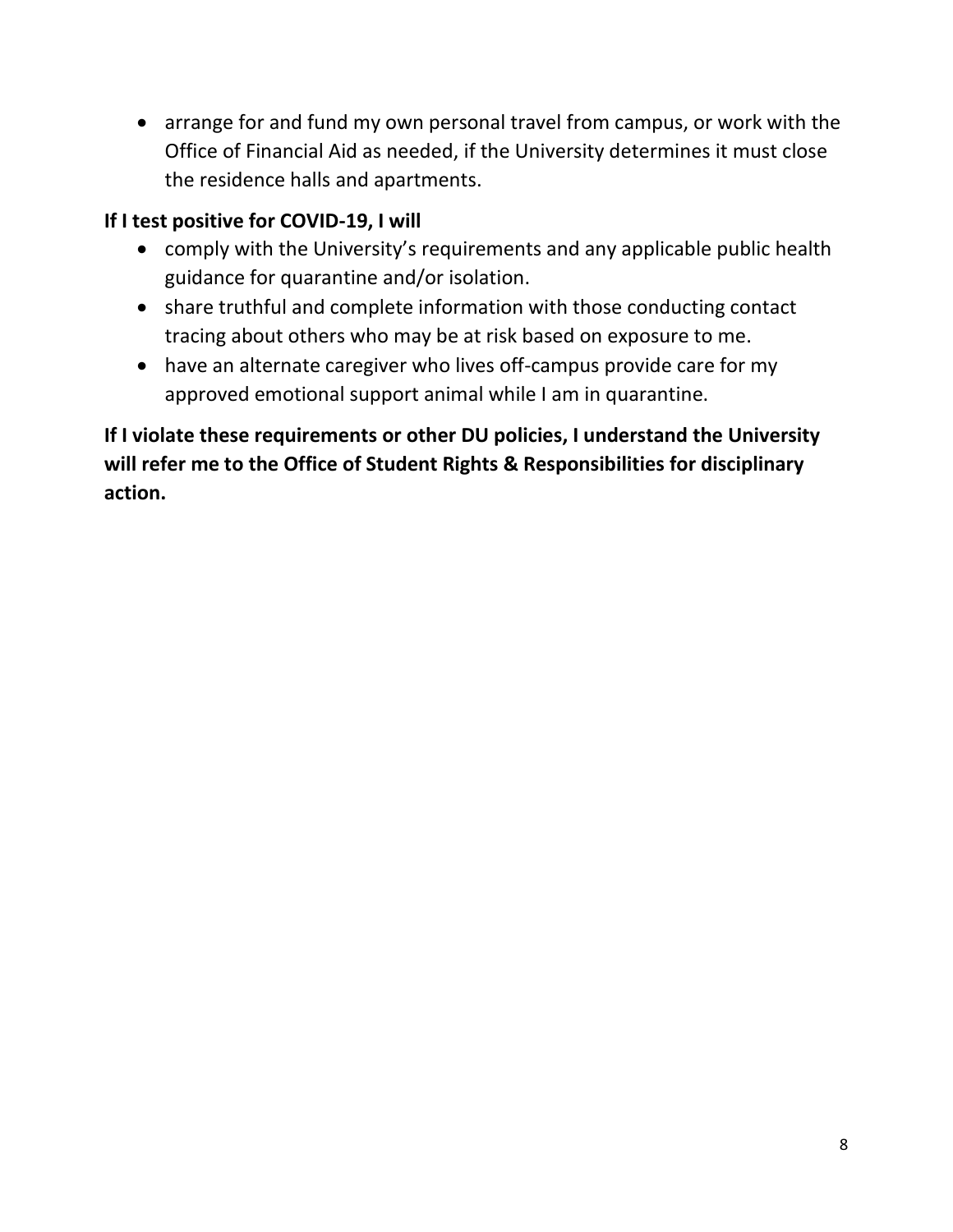- arrange for and fund my own personal travel from campus, or work with the Office of Financial Aid as needed, if the University determines it must close the residence halls and apartments.

**If I test positive for COVID-19, I will**

- comply with the University's requirements and any applicable public health guidance for quarantine and/or isolation.
- share truthful and complete information with those conducting contact tracing about others who may be at risk based on exposure to me.
- have an alternate caregiver who lives off-campus provide care for my approved emotional support animal while I am in quarantine.

**If I violate these requirements or other DU policies, I understand the University will refer me to the Office of Student Rights & Responsibilities for disciplinary action.**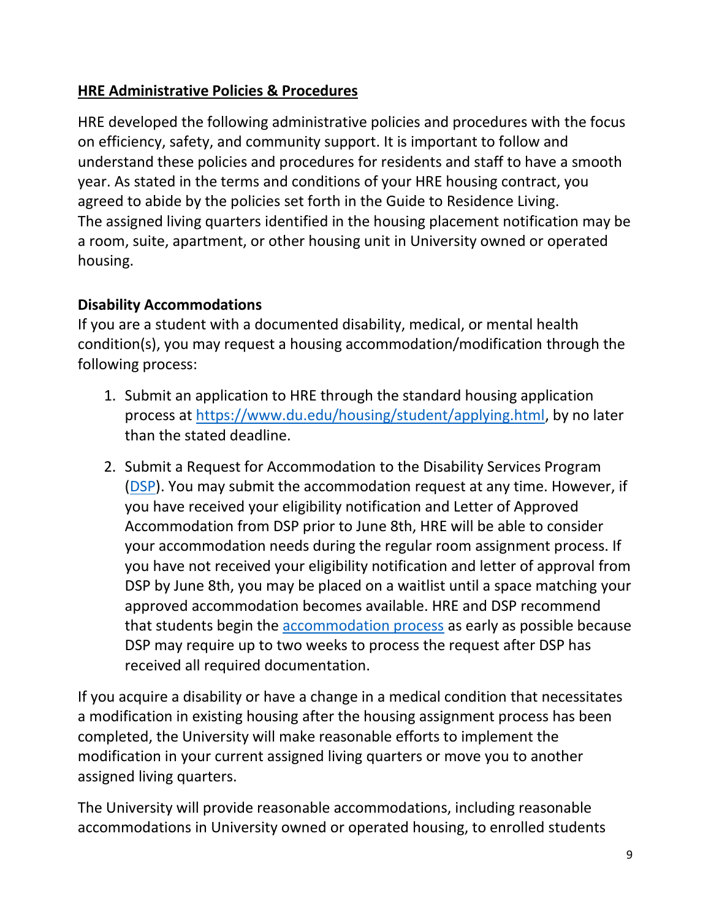## HRE Administrative Policies & Procedures

HRE developed the following administrative policies and procedures with the focus on efficiency, safety, and community support. It is important to follow and understand these policies and procedures for residents and staff to have a smooth year. As stated in the terms and conditions of your HRE housing contract, you agreed to abide by the policies set forth in the Guide to Residence Living.
The assigned living quarters identified in the housing placement notification may be a room, suite, apartment, or other housing unit in University owned or operated housing.

### Disability Accommodations

If you are a student with a documented disability, medical, or mental health condition(s), you may request a housing accommodation/modification through the following process:

1. Submit an application to HRE through the standard housing application process at https://www.du.edu/housing/student/applying.html, by no later than the stated deadline.
2. Submit a Request for Accommodation to the Disability Services Program (DSP). You may submit the accommodation request at any time. However, if you have received your eligibility notification and Letter of Approved Accommodation from DSP prior to June 8th, HRE will be able to consider your accommodation needs during the regular room assignment process. If you have not received your eligibility notification and letter of approval from DSP by June 8th, you may be placed on a waitlist until a space matching your approved accommodation becomes available. HRE and DSP recommend that students begin the accommodation process as early as possible because DSP may require up to two weeks to process the request after DSP has received all required documentation.

If you acquire a disability or have a change in a medical condition that necessitates a modification in existing housing after the housing assignment process has been completed, the University will make reasonable efforts to implement the modification in your current assigned living quarters or move you to another assigned living quarters.

The University will provide reasonable accommodations, including reasonable accommodations in University owned or operated housing, to enrolled students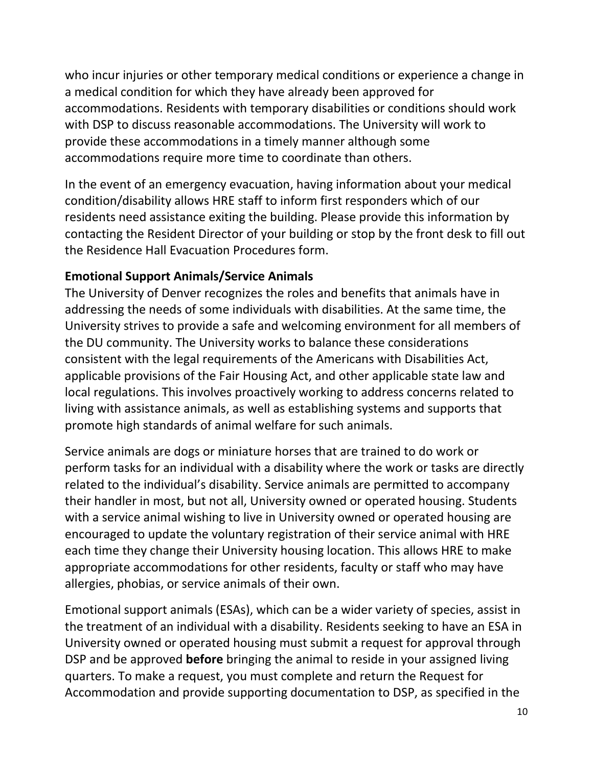who incur injuries or other temporary medical conditions or experience a change in a medical condition for which they have already been approved for accommodations. Residents with temporary disabilities or conditions should work with DSP to discuss reasonable accommodations. The University will work to provide these accommodations in a timely manner although some accommodations require more time to coordinate than others.

In the event of an emergency evacuation, having information about your medical condition/disability allows HRE staff to inform first responders which of our residents need assistance exiting the building. Please provide this information by contacting the Resident Director of your building or stop by the front desk to fill out the Residence Hall Evacuation Procedures form.

**Emotional Support Animals/Service Animals**

The University of Denver recognizes the roles and benefits that animals have in addressing the needs of some individuals with disabilities. At the same time, the University strives to provide a safe and welcoming environment for all members of the DU community. The University works to balance these considerations consistent with the legal requirements of the Americans with Disabilities Act, applicable provisions of the Fair Housing Act, and other applicable state law and local regulations. This involves proactively working to address concerns related to living with assistance animals, as well as establishing systems and supports that promote high standards of animal welfare for such animals.

Service animals are dogs or miniature horses that are trained to do work or perform tasks for an individual with a disability where the work or tasks are directly related to the individual's disability. Service animals are permitted to accompany their handler in most, but not all, University owned or operated housing. Students with a service animal wishing to live in University owned or operated housing are encouraged to update the voluntary registration of their service animal with HRE each time they change their University housing location. This allows HRE to make appropriate accommodations for other residents, faculty or staff who may have allergies, phobias, or service animals of their own.

Emotional support animals (ESAs), which can be a wider variety of species, assist in the treatment of an individual with a disability. Residents seeking to have an ESA in University owned or operated housing must submit a request for approval through DSP and be approved **before** bringing the animal to reside in your assigned living quarters. To make a request, you must complete and return the Request for Accommodation and provide supporting documentation to DSP, as specified in the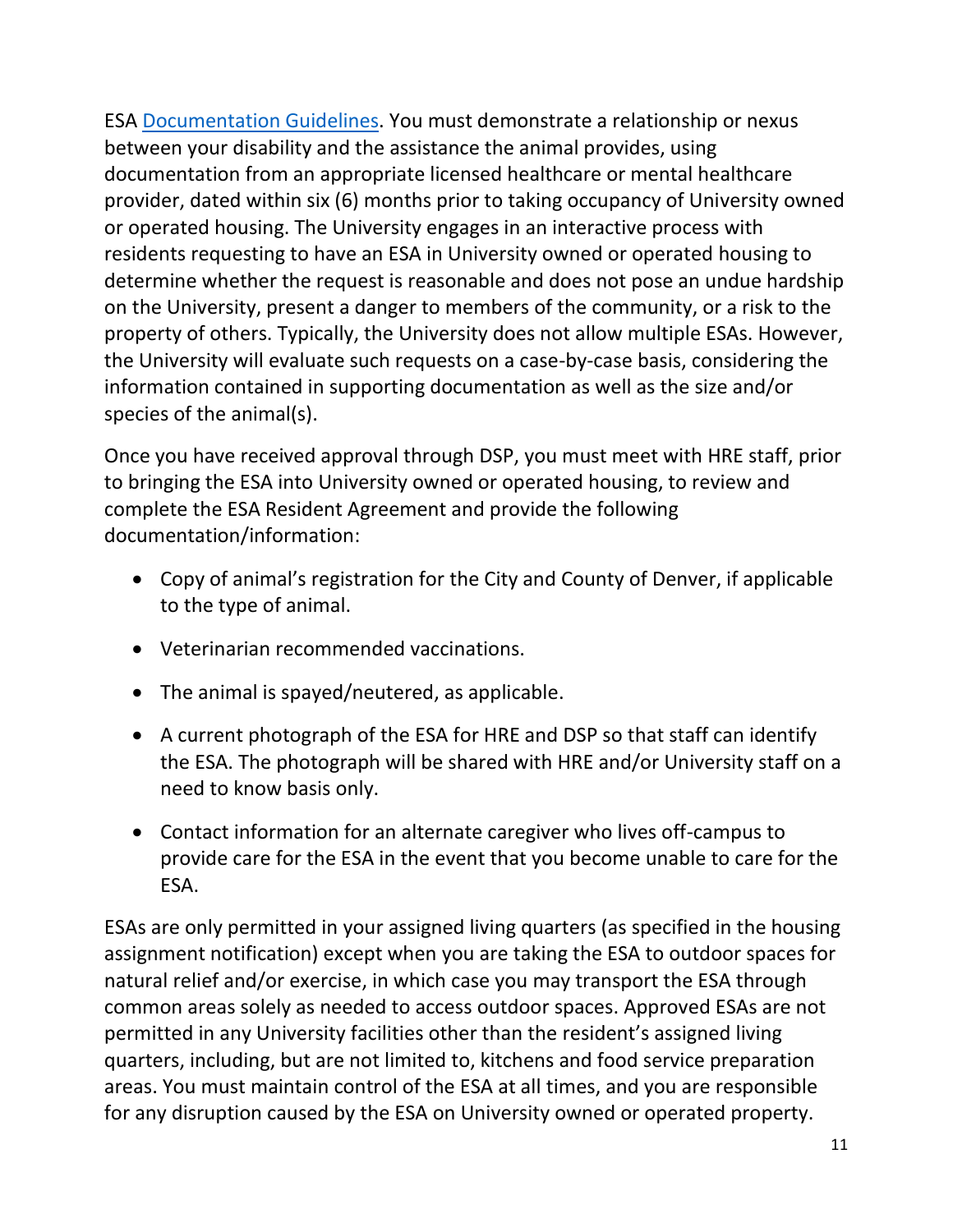ESA Documentation Guidelines. You must demonstrate a relationship or nexus between your disability and the assistance the animal provides, using documentation from an appropriate licensed healthcare or mental healthcare provider, dated within six (6) months prior to taking occupancy of University owned or operated housing. The University engages in an interactive process with residents requesting to have an ESA in University owned or operated housing to determine whether the request is reasonable and does not pose an undue hardship on the University, present a danger to members of the community, or a risk to the property of others. Typically, the University does not allow multiple ESAs. However, the University will evaluate such requests on a case-by-case basis, considering the information contained in supporting documentation as well as the size and/or species of the animal(s).

Once you have received approval through DSP, you must meet with HRE staff, prior to bringing the ESA into University owned or operated housing, to review and complete the ESA Resident Agreement and provide the following documentation/information:

- Copy of animal's registration for the City and County of Denver, if applicable to the type of animal.
- Veterinarian recommended vaccinations.
- The animal is spayed/neutered, as applicable.
- A current photograph of the ESA for HRE and DSP so that staff can identify the ESA. The photograph will be shared with HRE and/or University staff on a need to know basis only.
- Contact information for an alternate caregiver who lives off-campus to provide care for the ESA in the event that you become unable to care for the ESA.

ESAs are only permitted in your assigned living quarters (as specified in the housing assignment notification) except when you are taking the ESA to outdoor spaces for natural relief and/or exercise, in which case you may transport the ESA through common areas solely as needed to access outdoor spaces. Approved ESAs are not permitted in any University facilities other than the resident's assigned living quarters, including, but are not limited to, kitchens and food service preparation areas. You must maintain control of the ESA at all times, and you are responsible for any disruption caused by the ESA on University owned or operated property.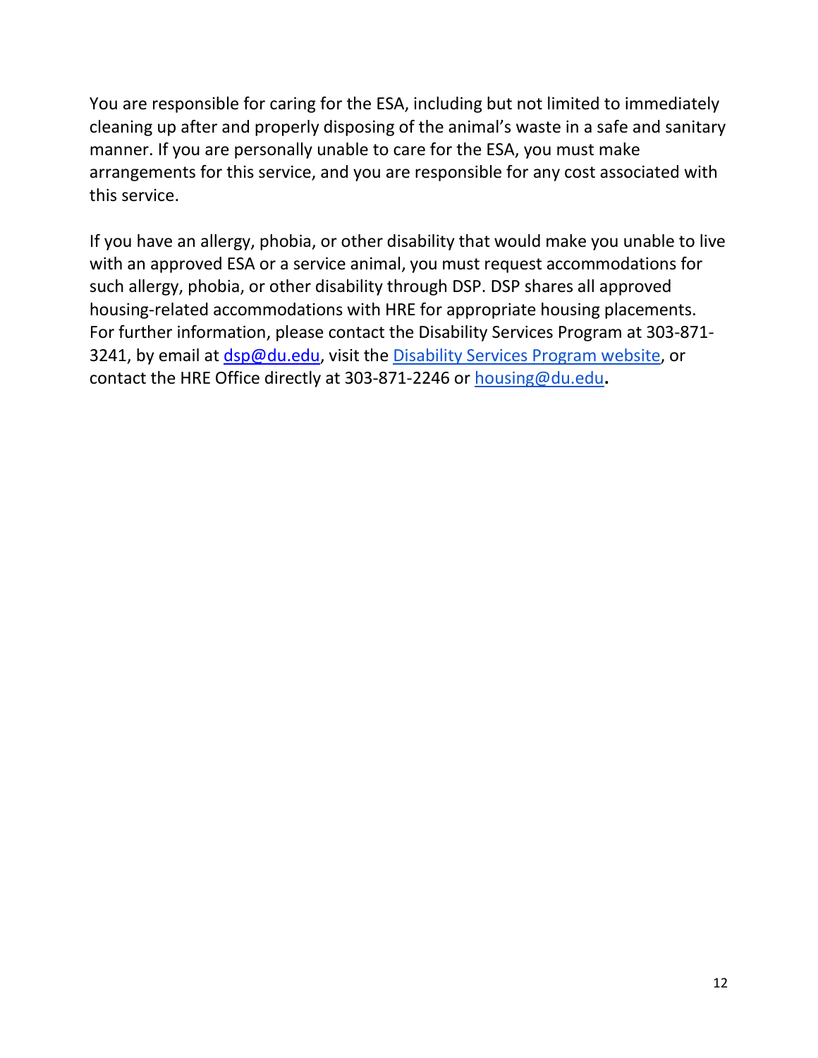You are responsible for caring for the ESA, including but not limited to immediately cleaning up after and properly disposing of the animal's waste in a safe and sanitary manner. If you are personally unable to care for the ESA, you must make arrangements for this service, and you are responsible for any cost associated with this service.

If you have an allergy, phobia, or other disability that would make you unable to live with an approved ESA or a service animal, you must request accommodations for such allergy, phobia, or other disability through DSP. DSP shares all approved housing-related accommodations with HRE for appropriate housing placements. For further information, please contact the Disability Services Program at 303-871-3241, by email at dsp@du.edu, visit the Disability Services Program website, or contact the HRE Office directly at 303-871-2246 or housing@du.edu.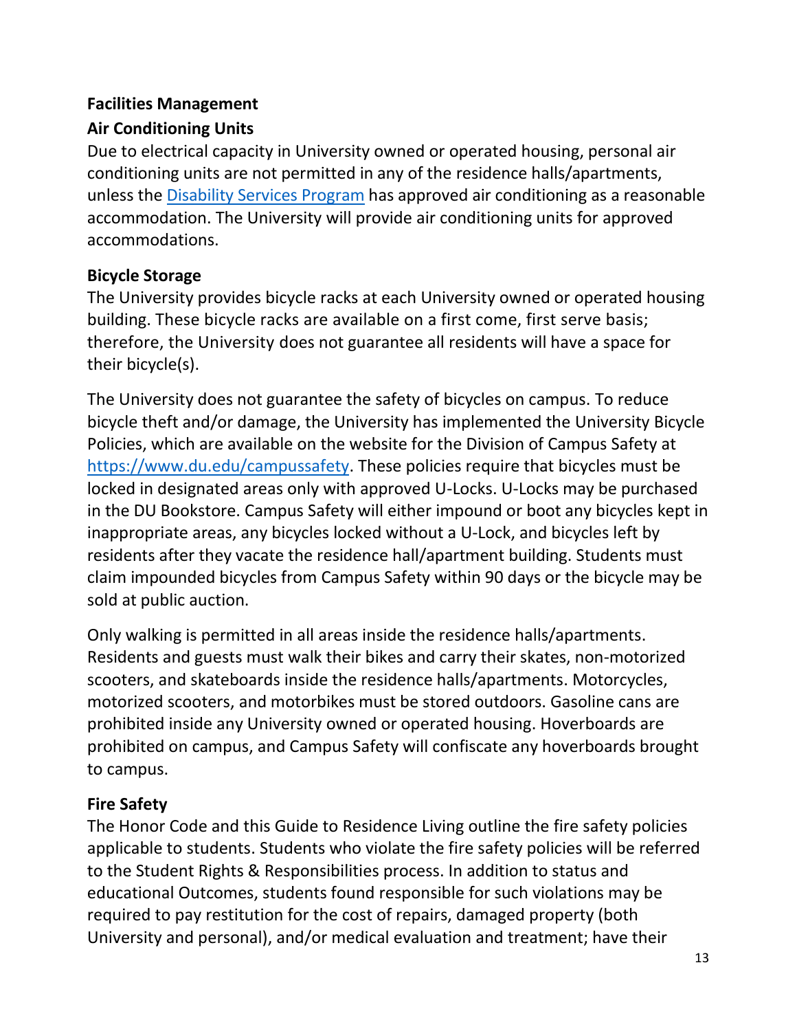## Facilities Management

### Air Conditioning Units

Due to electrical capacity in University owned or operated housing, personal air conditioning units are not permitted in any of the residence halls/apartments, unless the [Disability Services Program]() has approved air conditioning as a reasonable accommodation. The University will provide air conditioning units for approved accommodations.

### Bicycle Storage

The University provides bicycle racks at each University owned or operated housing building. These bicycle racks are available on a first come, first serve basis; therefore, the University does not guarantee all residents will have a space for their bicycle(s).

The University does not guarantee the safety of bicycles on campus. To reduce bicycle theft and/or damage, the University has implemented the University Bicycle Policies, which are available on the website for the Division of Campus Safety at [https://www.du.edu/campussafety](https://www.du.edu/campussafety). These policies require that bicycles must be locked in designated areas only with approved U-Locks. U-Locks may be purchased in the DU Bookstore. Campus Safety will either impound or boot any bicycles kept in inappropriate areas, any bicycles locked without a U-Lock, and bicycles left by residents after they vacate the residence hall/apartment building. Students must claim impounded bicycles from Campus Safety within 90 days or the bicycle may be sold at public auction.

Only walking is permitted in all areas inside the residence halls/apartments. Residents and guests must walk their bikes and carry their skates, non-motorized scooters, and skateboards inside the residence halls/apartments. Motorcycles, motorized scooters, and motorbikes must be stored outdoors. Gasoline cans are prohibited inside any University owned or operated housing. Hoverboards are prohibited on campus, and Campus Safety will confiscate any hoverboards brought to campus.

### Fire Safety

The Honor Code and this Guide to Residence Living outline the fire safety policies applicable to students. Students who violate the fire safety policies will be referred to the Student Rights & Responsibilities process. In addition to status and educational Outcomes, students found responsible for such violations may be required to pay restitution for the cost of repairs, damaged property (both University and personal), and/or medical evaluation and treatment; have their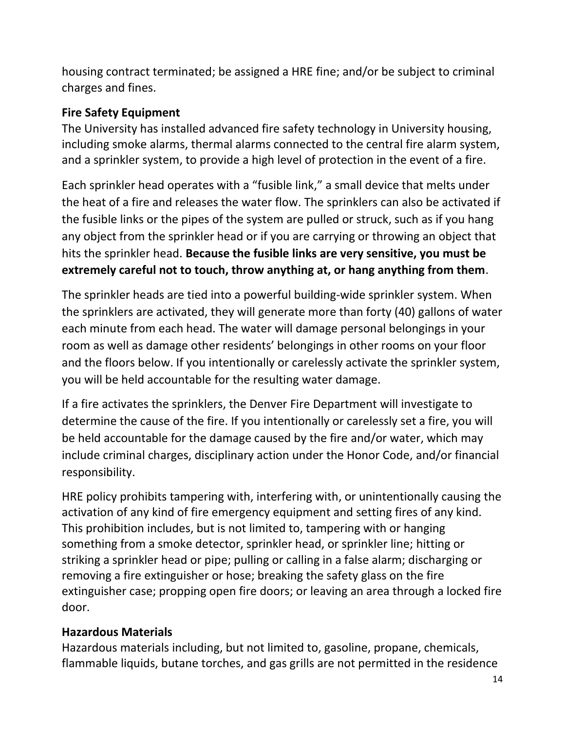housing contract terminated; be assigned a HRE fine; and/or be subject to criminal charges and fines.

**Fire Safety Equipment**

The University has installed advanced fire safety technology in University housing, including smoke alarms, thermal alarms connected to the central fire alarm system, and a sprinkler system, to provide a high level of protection in the event of a fire.

Each sprinkler head operates with a "fusible link," a small device that melts under the heat of a fire and releases the water flow. The sprinklers can also be activated if the fusible links or the pipes of the system are pulled or struck, such as if you hang any object from the sprinkler head or if you are carrying or throwing an object that hits the sprinkler head. **Because the fusible links are very sensitive, you must be extremely careful not to touch, throw anything at, or hang anything from them**.

The sprinkler heads are tied into a powerful building-wide sprinkler system. When the sprinklers are activated, they will generate more than forty (40) gallons of water each minute from each head. The water will damage personal belongings in your room as well as damage other residents' belongings in other rooms on your floor and the floors below. If you intentionally or carelessly activate the sprinkler system, you will be held accountable for the resulting water damage.

If a fire activates the sprinklers, the Denver Fire Department will investigate to determine the cause of the fire. If you intentionally or carelessly set a fire, you will be held accountable for the damage caused by the fire and/or water, which may include criminal charges, disciplinary action under the Honor Code, and/or financial responsibility.

HRE policy prohibits tampering with, interfering with, or unintentionally causing the activation of any kind of fire emergency equipment and setting fires of any kind. This prohibition includes, but is not limited to, tampering with or hanging something from a smoke detector, sprinkler head, or sprinkler line; hitting or striking a sprinkler head or pipe; pulling or calling in a false alarm; discharging or removing a fire extinguisher or hose; breaking the safety glass on the fire extinguisher case; propping open fire doors; or leaving an area through a locked fire door.

**Hazardous Materials**

Hazardous materials including, but not limited to, gasoline, propane, chemicals, flammable liquids, butane torches, and gas grills are not permitted in the residence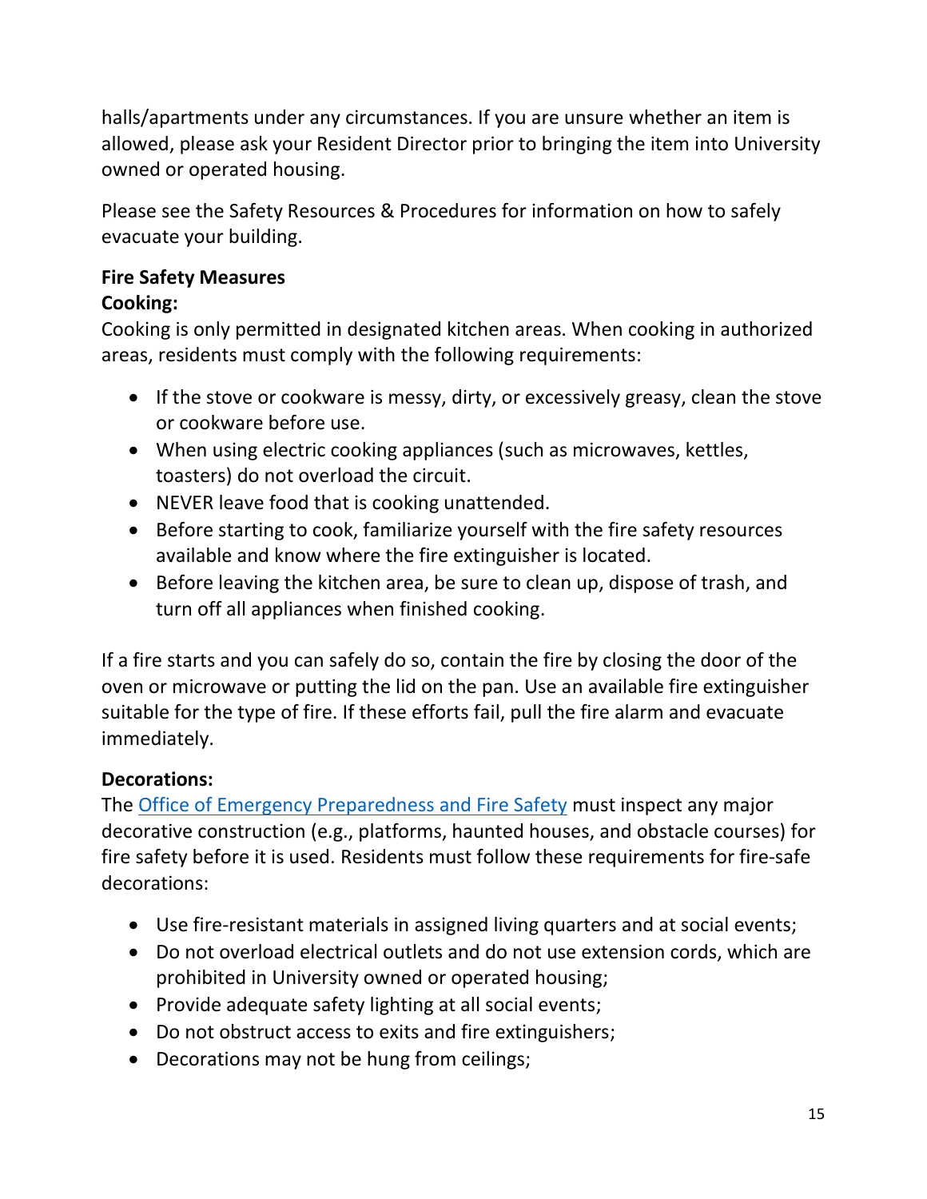halls/apartments under any circumstances. If you are unsure whether an item is allowed, please ask your Resident Director prior to bringing the item into University owned or operated housing.

Please see the Safety Resources & Procedures for information on how to safely evacuate your building.

**Fire Safety Measures**

**Cooking:**

Cooking is only permitted in designated kitchen areas. When cooking in authorized areas, residents must comply with the following requirements:

- If the stove or cookware is messy, dirty, or excessively greasy, clean the stove or cookware before use.
- When using electric cooking appliances (such as microwaves, kettles, toasters) do not overload the circuit.
- NEVER leave food that is cooking unattended.
- Before starting to cook, familiarize yourself with the fire safety resources available and know where the fire extinguisher is located.
- Before leaving the kitchen area, be sure to clean up, dispose of trash, and turn off all appliances when finished cooking.

If a fire starts and you can safely do so, contain the fire by closing the door of the oven or microwave or putting the lid on the pan. Use an available fire extinguisher suitable for the type of fire. If these efforts fail, pull the fire alarm and evacuate immediately.

**Decorations:**

The Office of Emergency Preparedness and Fire Safety must inspect any major decorative construction (e.g., platforms, haunted houses, and obstacle courses) for fire safety before it is used. Residents must follow these requirements for fire-safe decorations:

- Use fire-resistant materials in assigned living quarters and at social events;
- Do not overload electrical outlets and do not use extension cords, which are prohibited in University owned or operated housing;
- Provide adequate safety lighting at all social events;
- Do not obstruct access to exits and fire extinguishers;
- Decorations may not be hung from ceilings;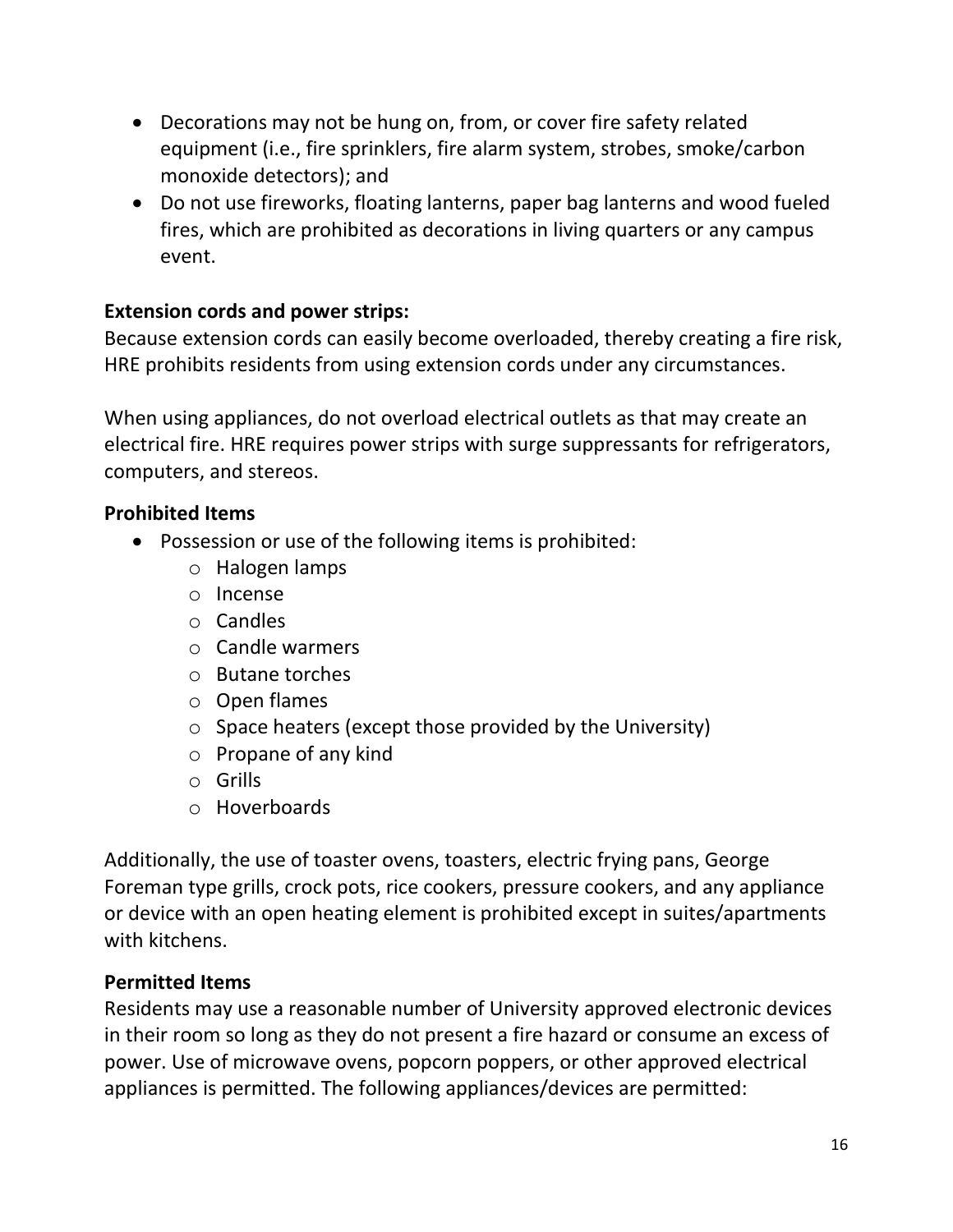- Decorations may not be hung on, from, or cover fire safety related equipment (i.e., fire sprinklers, fire alarm system, strobes, smoke/carbon monoxide detectors); and
- Do not use fireworks, floating lanterns, paper bag lanterns and wood fueled fires, which are prohibited as decorations in living quarters or any campus event.

**Extension cords and power strips:**
Because extension cords can easily become overloaded, thereby creating a fire risk, HRE prohibits residents from using extension cords under any circumstances.

When using appliances, do not overload electrical outlets as that may create an electrical fire. HRE requires power strips with surge suppressants for refrigerators, computers, and stereos.

**Prohibited Items**

- Possession or use of the following items is prohibited:
  - Halogen lamps
  - Incense
  - Candles
  - Candle warmers
  - Butane torches
  - Open flames
  - Space heaters (except those provided by the University)
  - Propane of any kind
  - Grills
  - Hoverboards

Additionally, the use of toaster ovens, toasters, electric frying pans, George Foreman type grills, crock pots, rice cookers, pressure cookers, and any appliance or device with an open heating element is prohibited except in suites/apartments with kitchens.

**Permitted Items**
Residents may use a reasonable number of University approved electronic devices in their room so long as they do not present a fire hazard or consume an excess of power. Use of microwave ovens, popcorn poppers, or other approved electrical appliances is permitted. The following appliances/devices are permitted: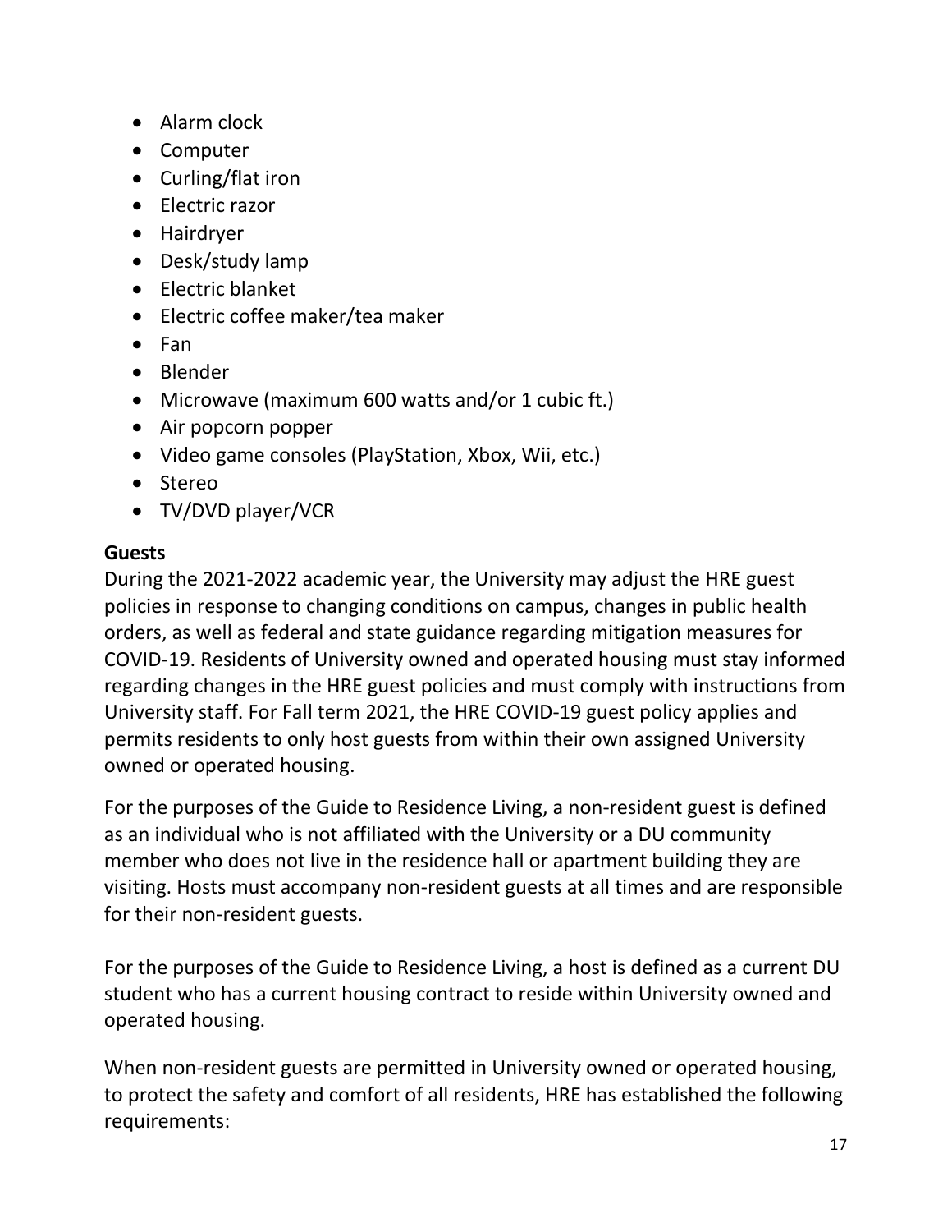- Alarm clock
- Computer
- Curling/flat iron
- Electric razor
- Hairdryer
- Desk/study lamp
- Electric blanket
- Electric coffee maker/tea maker
- Fan
- Blender
- Microwave (maximum 600 watts and/or 1 cubic ft.)
- Air popcorn popper
- Video game consoles (PlayStation, Xbox, Wii, etc.)
- Stereo
- TV/DVD player/VCR

**Guests**

During the 2021-2022 academic year, the University may adjust the HRE guest policies in response to changing conditions on campus, changes in public health orders, as well as federal and state guidance regarding mitigation measures for COVID-19. Residents of University owned and operated housing must stay informed regarding changes in the HRE guest policies and must comply with instructions from University staff. For Fall term 2021, the HRE COVID-19 guest policy applies and permits residents to only host guests from within their own assigned University owned or operated housing.

For the purposes of the Guide to Residence Living, a non-resident guest is defined as an individual who is not affiliated with the University or a DU community member who does not live in the residence hall or apartment building they are visiting. Hosts must accompany non-resident guests at all times and are responsible for their non-resident guests.

For the purposes of the Guide to Residence Living, a host is defined as a current DU student who has a current housing contract to reside within University owned and operated housing.

When non-resident guests are permitted in University owned or operated housing, to protect the safety and comfort of all residents, HRE has established the following requirements: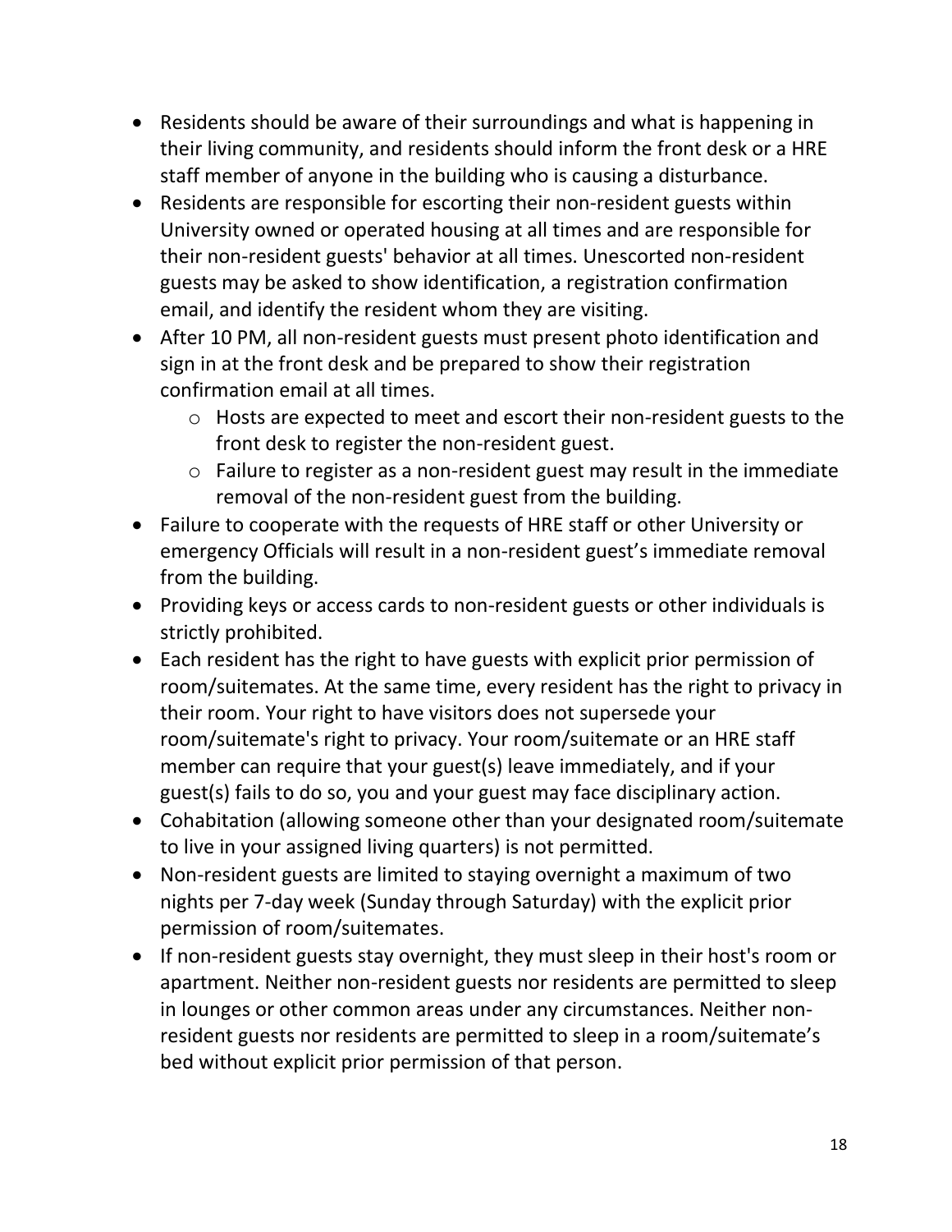- Residents should be aware of their surroundings and what is happening in their living community, and residents should inform the front desk or a HRE staff member of anyone in the building who is causing a disturbance.
- Residents are responsible for escorting their non-resident guests within University owned or operated housing at all times and are responsible for their non-resident guests' behavior at all times. Unescorted non-resident guests may be asked to show identification, a registration confirmation email, and identify the resident whom they are visiting.
- After 10 PM, all non-resident guests must present photo identification and sign in at the front desk and be prepared to show their registration confirmation email at all times.
    - Hosts are expected to meet and escort their non-resident guests to the front desk to register the non-resident guest.
    - Failure to register as a non-resident guest may result in the immediate removal of the non-resident guest from the building.
- Failure to cooperate with the requests of HRE staff or other University or emergency Officials will result in a non-resident guest's immediate removal from the building.
- Providing keys or access cards to non-resident guests or other individuals is strictly prohibited.
- Each resident has the right to have guests with explicit prior permission of room/suitemates. At the same time, every resident has the right to privacy in their room. Your right to have visitors does not supersede your room/suitemate's right to privacy. Your room/suitemate or an HRE staff member can require that your guest(s) leave immediately, and if your guest(s) fails to do so, you and your guest may face disciplinary action.
- Cohabitation (allowing someone other than your designated room/suitemate to live in your assigned living quarters) is not permitted.
- Non-resident guests are limited to staying overnight a maximum of two nights per 7-day week (Sunday through Saturday) with the explicit prior permission of room/suitemates.
- If non-resident guests stay overnight, they must sleep in their host's room or apartment. Neither non-resident guests nor residents are permitted to sleep in lounges or other common areas under any circumstances. Neither non-resident guests nor residents are permitted to sleep in a room/suitemate's bed without explicit prior permission of that person.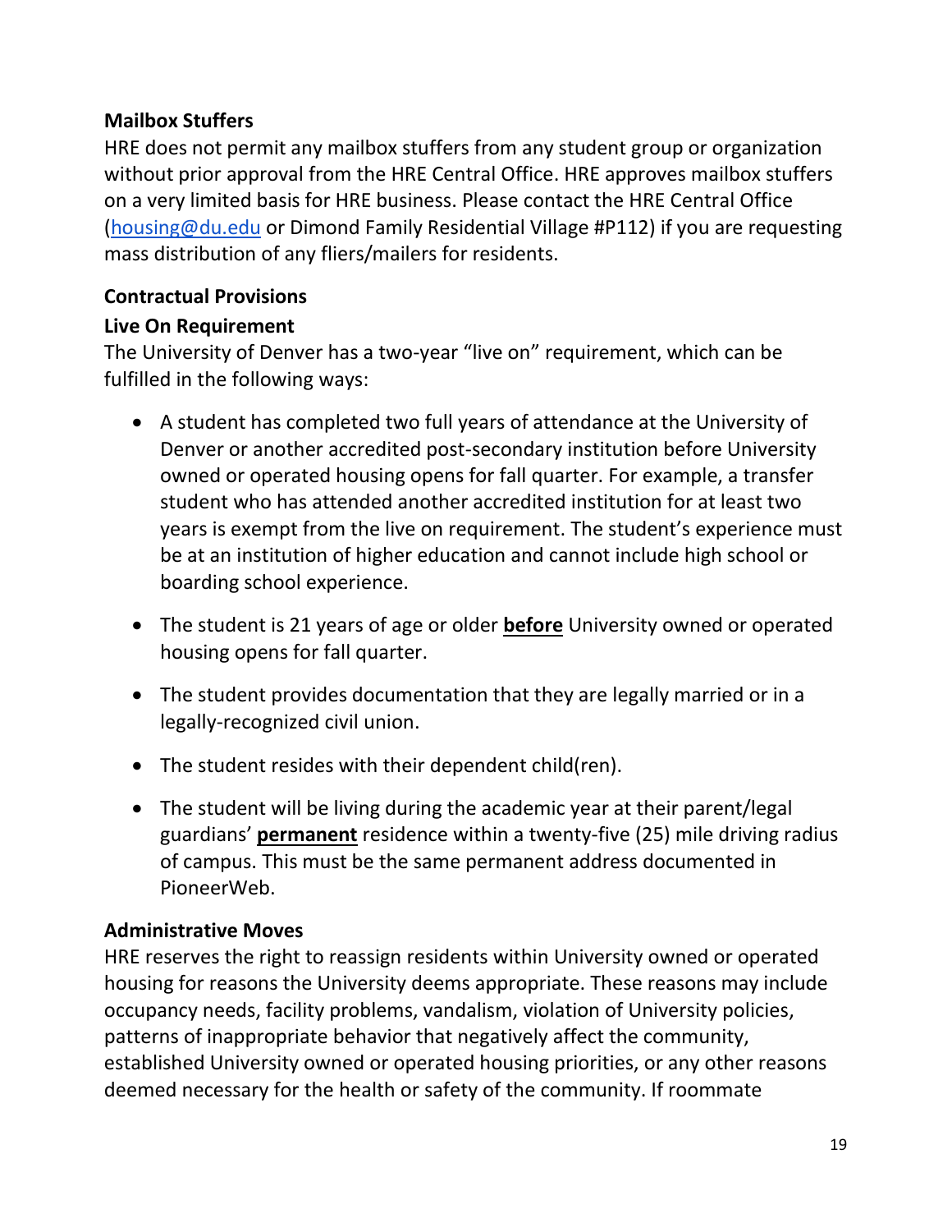**Mailbox Stuffers**

HRE does not permit any mailbox stuffers from any student group or organization without prior approval from the HRE Central Office. HRE approves mailbox stuffers on a very limited basis for HRE business. Please contact the HRE Central Office ([housing@du.edu](mailto:housing@du.edu) or Dimond Family Residential Village #P112) if you are requesting mass distribution of any fliers/mailers for residents.

**Contractual Provisions**

**Live On Requirement**

The University of Denver has a two-year "live on" requirement, which can be fulfilled in the following ways:

- A student has completed two full years of attendance at the University of Denver or another accredited post-secondary institution before University owned or operated housing opens for fall quarter. For example, a transfer student who has attended another accredited institution for at least two years is exempt from the live on requirement. The student's experience must be at an institution of higher education and cannot include high school or boarding school experience.
- The student is 21 years of age or older **<u>before</u>** University owned or operated housing opens for fall quarter.
- The student provides documentation that they are legally married or in a legally-recognized civil union.
- The student resides with their dependent child(ren).
- The student will be living during the academic year at their parent/legal guardians' **<u>permanent</u>** residence within a twenty-five (25) mile driving radius of campus. This must be the same permanent address documented in PioneerWeb.

**Administrative Moves**

HRE reserves the right to reassign residents within University owned or operated housing for reasons the University deems appropriate. These reasons may include occupancy needs, facility problems, vandalism, violation of University policies, patterns of inappropriate behavior that negatively affect the community, established University owned or operated housing priorities, or any other reasons deemed necessary for the health or safety of the community. If roommate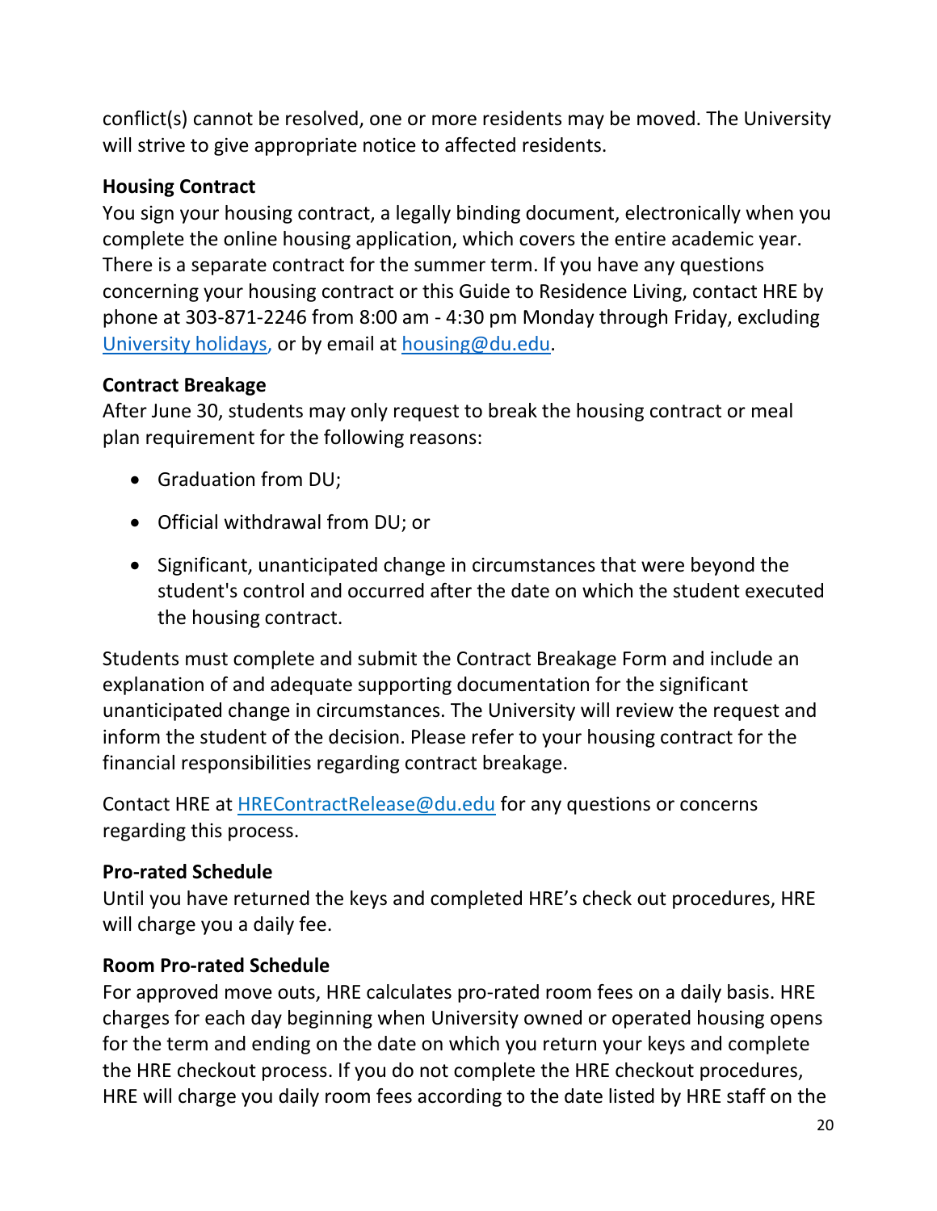conflict(s) cannot be resolved, one or more residents may be moved. The University will strive to give appropriate notice to affected residents.

**Housing Contract**

You sign your housing contract, a legally binding document, electronically when you complete the online housing application, which covers the entire academic year. There is a separate contract for the summer term. If you have any questions concerning your housing contract or this Guide to Residence Living, contact HRE by phone at 303-871-2246 from 8:00 am - 4:30 pm Monday through Friday, excluding [University holidays](), or by email at [housing@du.edu](mailto:housing@du.edu).

**Contract Breakage**

After June 30, students may only request to break the housing contract or meal plan requirement for the following reasons:

- Graduation from DU;
- Official withdrawal from DU; or
- Significant, unanticipated change in circumstances that were beyond the student's control and occurred after the date on which the student executed the housing contract.

Students must complete and submit the Contract Breakage Form and include an explanation of and adequate supporting documentation for the significant unanticipated change in circumstances. The University will review the request and inform the student of the decision. Please refer to your housing contract for the financial responsibilities regarding contract breakage.

Contact HRE at [HREContractRelease@du.edu](mailto:HREContractRelease@du.edu) for any questions or concerns regarding this process.

**Pro-rated Schedule**

Until you have returned the keys and completed HRE's check out procedures, HRE will charge you a daily fee.

**Room Pro-rated Schedule**

For approved move outs, HRE calculates pro-rated room fees on a daily basis. HRE charges for each day beginning when University owned or operated housing opens for the term and ending on the date on which you return your keys and complete the HRE checkout process. If you do not complete the HRE checkout procedures, HRE will charge you daily room fees according to the date listed by HRE staff on the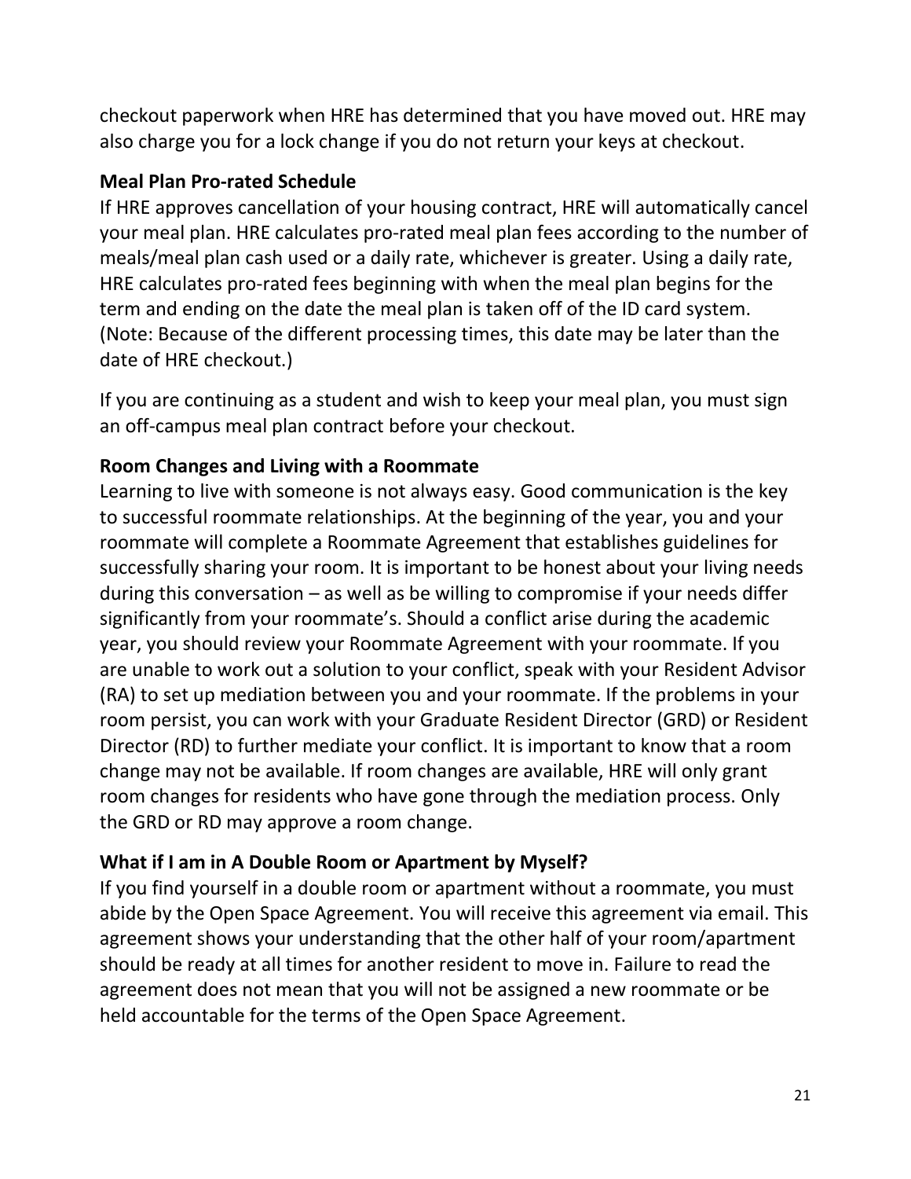checkout paperwork when HRE has determined that you have moved out. HRE may also charge you for a lock change if you do not return your keys at checkout.

**Meal Plan Pro-rated Schedule**

If HRE approves cancellation of your housing contract, HRE will automatically cancel your meal plan. HRE calculates pro-rated meal plan fees according to the number of meals/meal plan cash used or a daily rate, whichever is greater. Using a daily rate, HRE calculates pro-rated fees beginning with when the meal plan begins for the term and ending on the date the meal plan is taken off of the ID card system. (Note: Because of the different processing times, this date may be later than the date of HRE checkout.)

If you are continuing as a student and wish to keep your meal plan, you must sign an off-campus meal plan contract before your checkout.

**Room Changes and Living with a Roommate**

Learning to live with someone is not always easy. Good communication is the key to successful roommate relationships. At the beginning of the year, you and your roommate will complete a Roommate Agreement that establishes guidelines for successfully sharing your room. It is important to be honest about your living needs during this conversation – as well as be willing to compromise if your needs differ significantly from your roommate's. Should a conflict arise during the academic year, you should review your Roommate Agreement with your roommate. If you are unable to work out a solution to your conflict, speak with your Resident Advisor (RA) to set up mediation between you and your roommate. If the problems in your room persist, you can work with your Graduate Resident Director (GRD) or Resident Director (RD) to further mediate your conflict. It is important to know that a room change may not be available. If room changes are available, HRE will only grant room changes for residents who have gone through the mediation process. Only the GRD or RD may approve a room change.

**What if I am in A Double Room or Apartment by Myself?**

If you find yourself in a double room or apartment without a roommate, you must abide by the Open Space Agreement. You will receive this agreement via email. This agreement shows your understanding that the other half of your room/apartment should be ready at all times for another resident to move in. Failure to read the agreement does not mean that you will not be assigned a new roommate or be held accountable for the terms of the Open Space Agreement.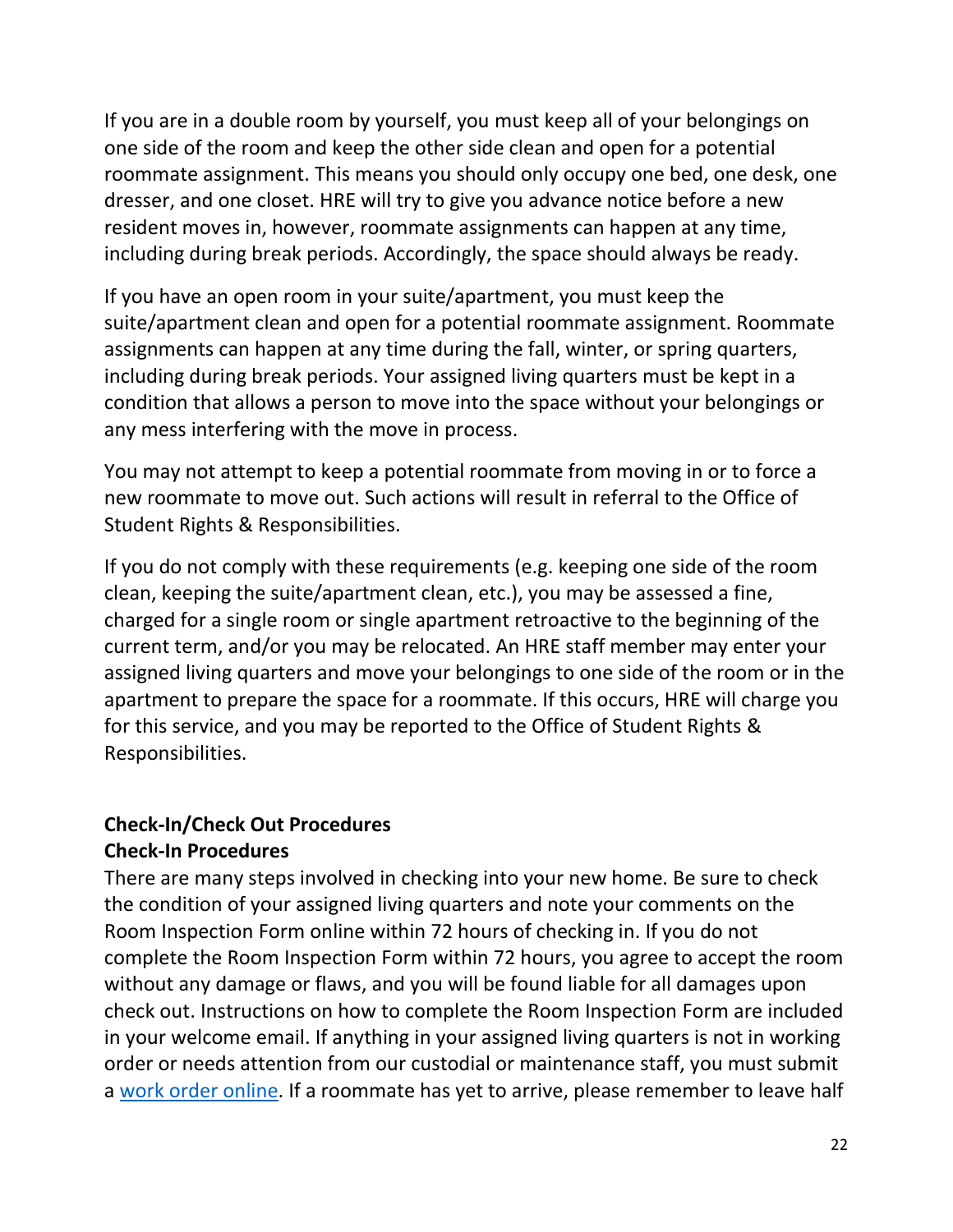If you are in a double room by yourself, you must keep all of your belongings on one side of the room and keep the other side clean and open for a potential roommate assignment. This means you should only occupy one bed, one desk, one dresser, and one closet. HRE will try to give you advance notice before a new resident moves in, however, roommate assignments can happen at any time, including during break periods. Accordingly, the space should always be ready.

If you have an open room in your suite/apartment, you must keep the suite/apartment clean and open for a potential roommate assignment. Roommate assignments can happen at any time during the fall, winter, or spring quarters, including during break periods. Your assigned living quarters must be kept in a condition that allows a person to move into the space without your belongings or any mess interfering with the move in process.

You may not attempt to keep a potential roommate from moving in or to force a new roommate to move out. Such actions will result in referral to the Office of Student Rights & Responsibilities.

If you do not comply with these requirements (e.g. keeping one side of the room clean, keeping the suite/apartment clean, etc.), you may be assessed a fine, charged for a single room or single apartment retroactive to the beginning of the current term, and/or you may be relocated. An HRE staff member may enter your assigned living quarters and move your belongings to one side of the room or in the apartment to prepare the space for a roommate. If this occurs, HRE will charge you for this service, and you may be reported to the Office of Student Rights & Responsibilities.

## Check-In/Check Out Procedures

### Check-In Procedures

There are many steps involved in checking into your new home. Be sure to check the condition of your assigned living quarters and note your comments on the Room Inspection Form online within 72 hours of checking in. If you do not complete the Room Inspection Form within 72 hours, you agree to accept the room without any damage or flaws, and you will be found liable for all damages upon check out. Instructions on how to complete the Room Inspection Form are included in your welcome email. If anything in your assigned living quarters is not in working order or needs attention from our custodial or maintenance staff, you must submit a [work order online](). If a roommate has yet to arrive, please remember to leave half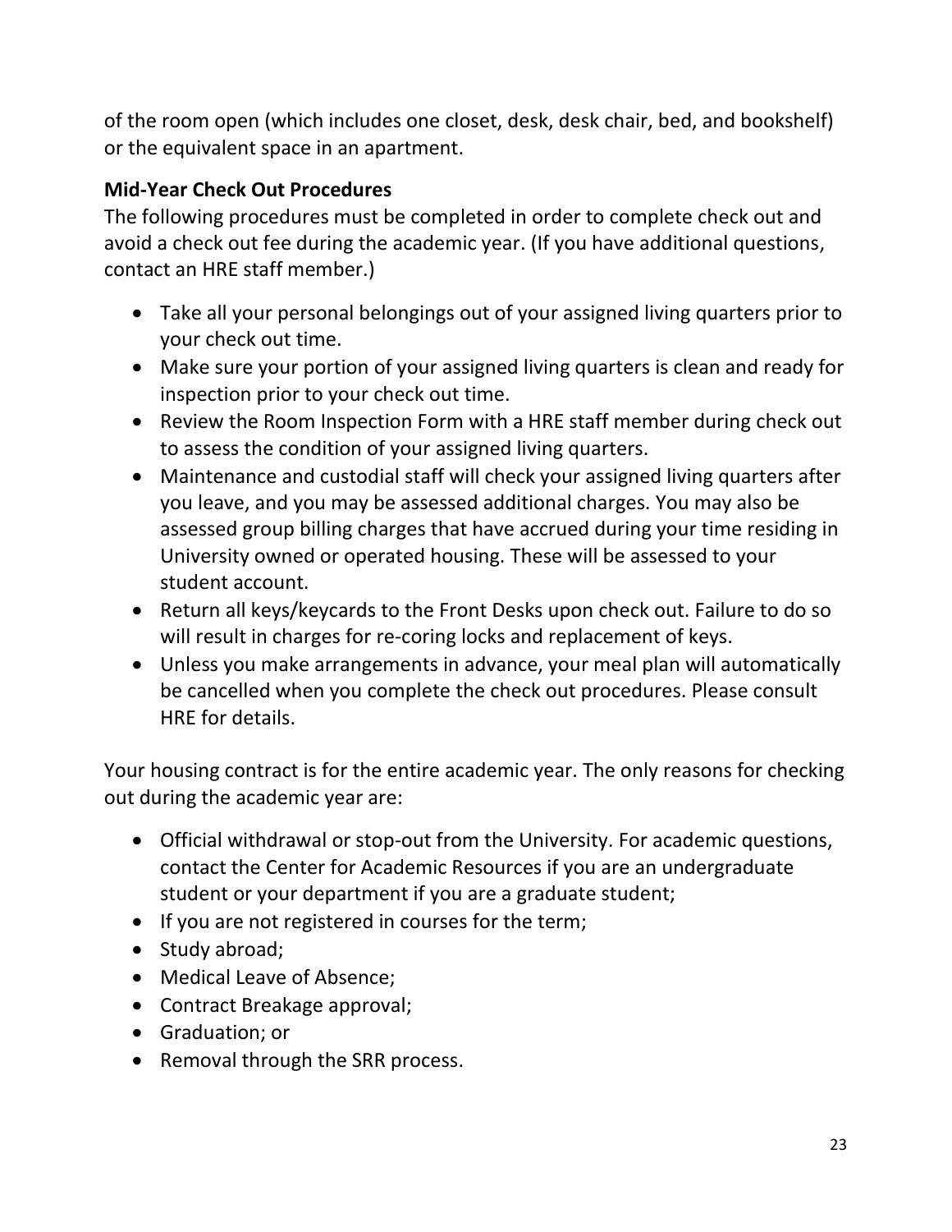of the room open (which includes one closet, desk, desk chair, bed, and bookshelf) or the equivalent space in an apartment.

**Mid-Year Check Out Procedures**

The following procedures must be completed in order to complete check out and avoid a check out fee during the academic year. (If you have additional questions, contact an HRE staff member.)

- Take all your personal belongings out of your assigned living quarters prior to your check out time.
- Make sure your portion of your assigned living quarters is clean and ready for inspection prior to your check out time.
- Review the Room Inspection Form with a HRE staff member during check out to assess the condition of your assigned living quarters.
- Maintenance and custodial staff will check your assigned living quarters after you leave, and you may be assessed additional charges. You may also be assessed group billing charges that have accrued during your time residing in University owned or operated housing. These will be assessed to your student account.
- Return all keys/keycards to the Front Desks upon check out. Failure to do so will result in charges for re-coring locks and replacement of keys.
- Unless you make arrangements in advance, your meal plan will automatically be cancelled when you complete the check out procedures. Please consult HRE for details.

Your housing contract is for the entire academic year. The only reasons for checking out during the academic year are:

- Official withdrawal or stop-out from the University. For academic questions, contact the Center for Academic Resources if you are an undergraduate student or your department if you are a graduate student;
- If you are not registered in courses for the term;
- Study abroad;
- Medical Leave of Absence;
- Contract Breakage approval;
- Graduation; or
- Removal through the SRR process.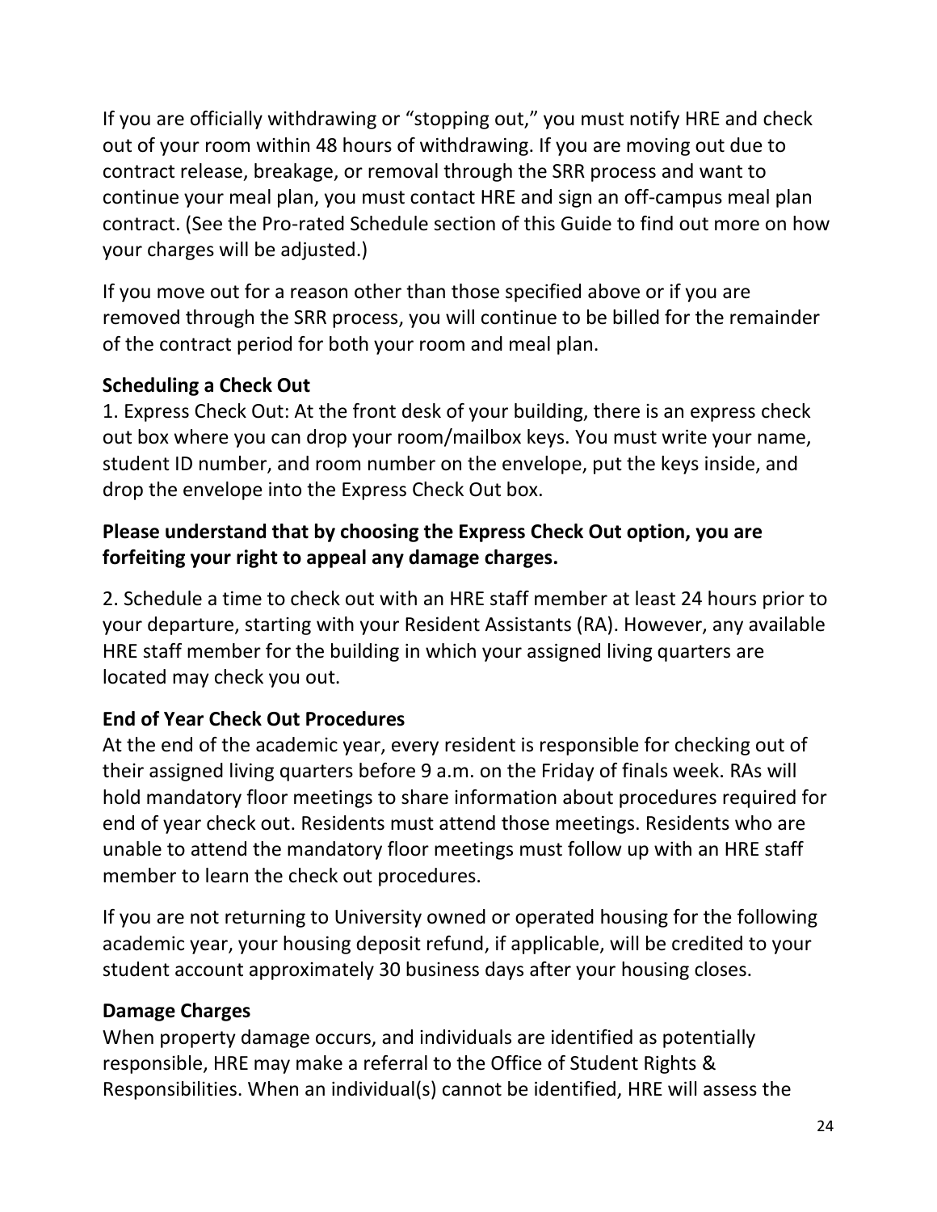If you are officially withdrawing or "stopping out," you must notify HRE and check out of your room within 48 hours of withdrawing. If you are moving out due to contract release, breakage, or removal through the SRR process and want to continue your meal plan, you must contact HRE and sign an off-campus meal plan contract. (See the Pro-rated Schedule section of this Guide to find out more on how your charges will be adjusted.)

If you move out for a reason other than those specified above or if you are removed through the SRR process, you will continue to be billed for the remainder of the contract period for both your room and meal plan.

**Scheduling a Check Out**

1. Express Check Out: At the front desk of your building, there is an express check out box where you can drop your room/mailbox keys. You must write your name, student ID number, and room number on the envelope, put the keys inside, and drop the envelope into the Express Check Out box.

**Please understand that by choosing the Express Check Out option, you are forfeiting your right to appeal any damage charges.**

2. Schedule a time to check out with an HRE staff member at least 24 hours prior to your departure, starting with your Resident Assistants (RA). However, any available HRE staff member for the building in which your assigned living quarters are located may check you out.

**End of Year Check Out Procedures**

At the end of the academic year, every resident is responsible for checking out of their assigned living quarters before 9 a.m. on the Friday of finals week. RAs will hold mandatory floor meetings to share information about procedures required for end of year check out. Residents must attend those meetings. Residents who are unable to attend the mandatory floor meetings must follow up with an HRE staff member to learn the check out procedures.

If you are not returning to University owned or operated housing for the following academic year, your housing deposit refund, if applicable, will be credited to your student account approximately 30 business days after your housing closes.

**Damage Charges**

When property damage occurs, and individuals are identified as potentially responsible, HRE may make a referral to the Office of Student Rights & Responsibilities. When an individual(s) cannot be identified, HRE will assess the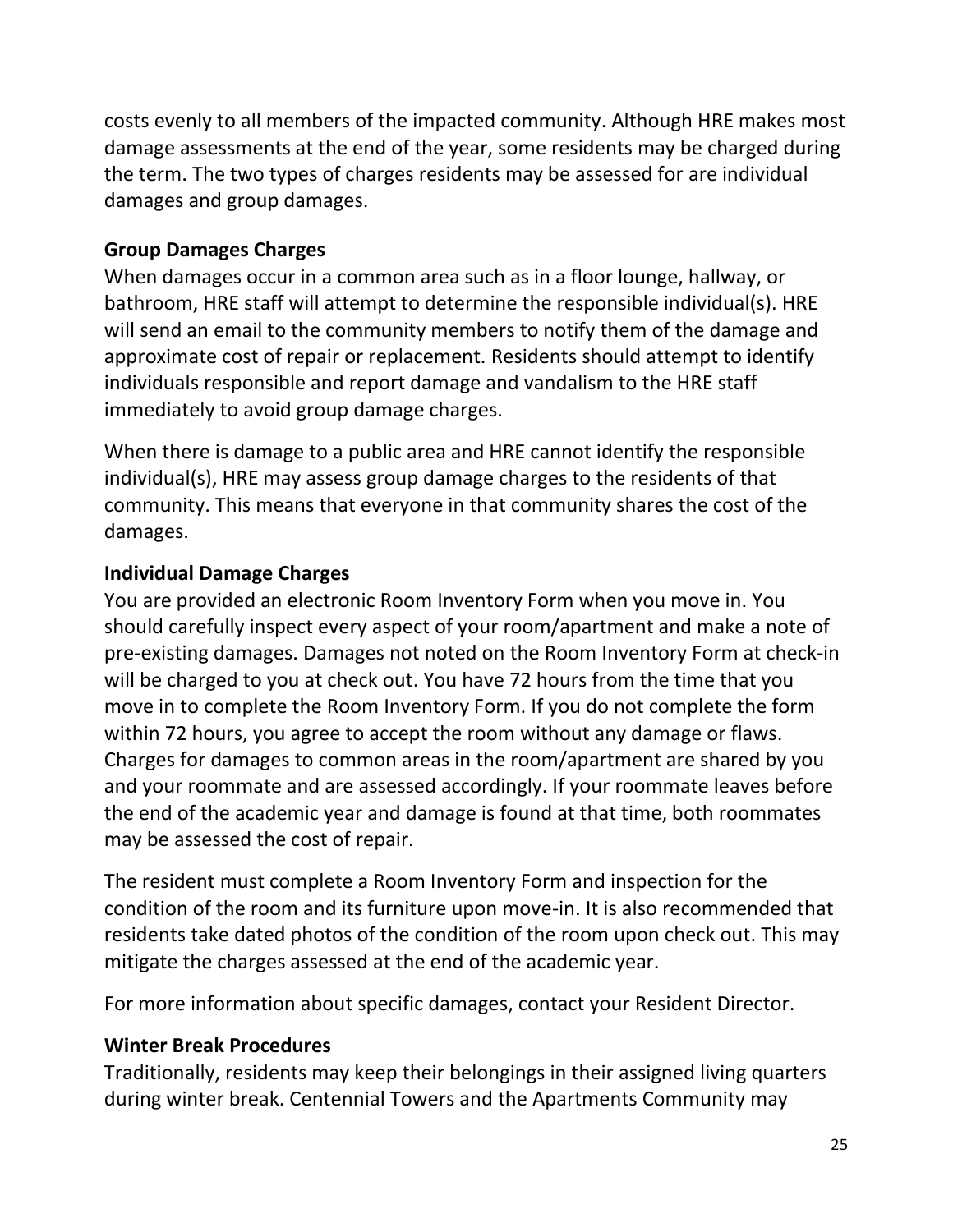costs evenly to all members of the impacted community. Although HRE makes most damage assessments at the end of the year, some residents may be charged during the term. The two types of charges residents may be assessed for are individual damages and group damages.

**Group Damages Charges**

When damages occur in a common area such as in a floor lounge, hallway, or bathroom, HRE staff will attempt to determine the responsible individual(s). HRE will send an email to the community members to notify them of the damage and approximate cost of repair or replacement. Residents should attempt to identify individuals responsible and report damage and vandalism to the HRE staff immediately to avoid group damage charges.

When there is damage to a public area and HRE cannot identify the responsible individual(s), HRE may assess group damage charges to the residents of that community. This means that everyone in that community shares the cost of the damages.

**Individual Damage Charges**

You are provided an electronic Room Inventory Form when you move in. You should carefully inspect every aspect of your room/apartment and make a note of pre-existing damages. Damages not noted on the Room Inventory Form at check-in will be charged to you at check out. You have 72 hours from the time that you move in to complete the Room Inventory Form. If you do not complete the form within 72 hours, you agree to accept the room without any damage or flaws. Charges for damages to common areas in the room/apartment are shared by you and your roommate and are assessed accordingly. If your roommate leaves before the end of the academic year and damage is found at that time, both roommates may be assessed the cost of repair.

The resident must complete a Room Inventory Form and inspection for the condition of the room and its furniture upon move-in. It is also recommended that residents take dated photos of the condition of the room upon check out. This may mitigate the charges assessed at the end of the academic year.

For more information about specific damages, contact your Resident Director.

**Winter Break Procedures**

Traditionally, residents may keep their belongings in their assigned living quarters during winter break. Centennial Towers and the Apartments Community may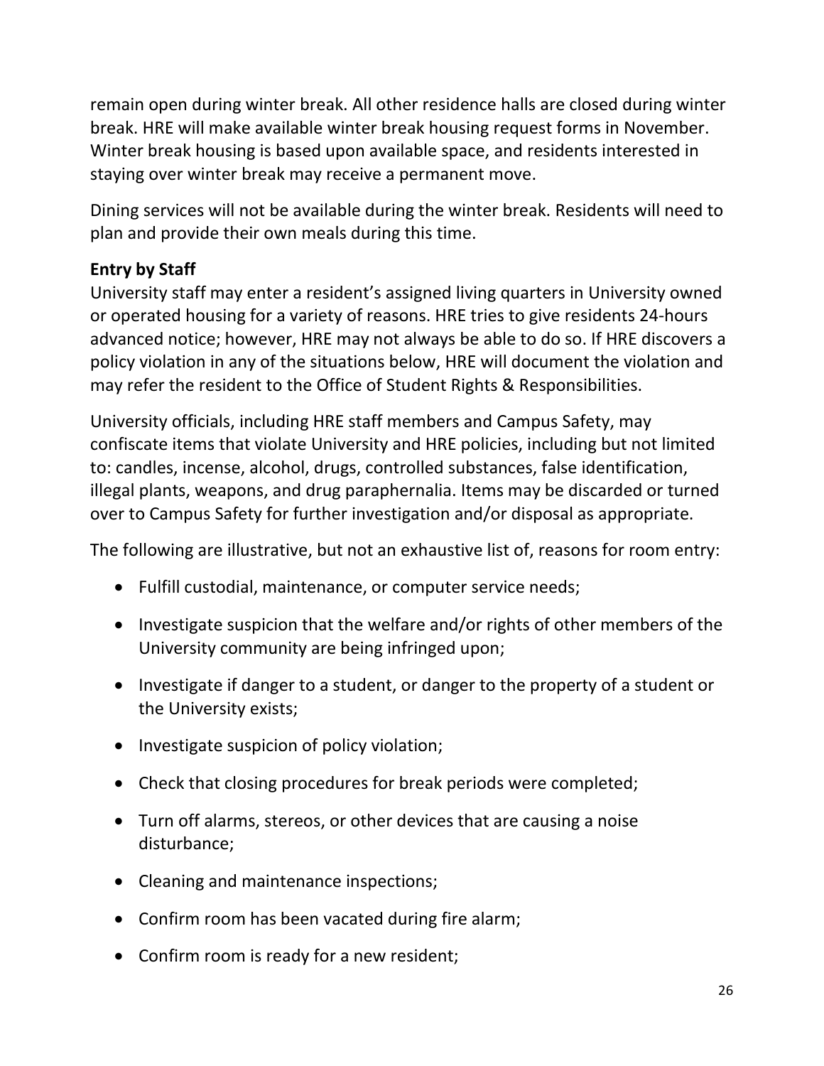remain open during winter break. All other residence halls are closed during winter break. HRE will make available winter break housing request forms in November. Winter break housing is based upon available space, and residents interested in staying over winter break may receive a permanent move.

Dining services will not be available during the winter break. Residents will need to plan and provide their own meals during this time.

**Entry by Staff**

University staff may enter a resident's assigned living quarters in University owned or operated housing for a variety of reasons. HRE tries to give residents 24-hours advanced notice; however, HRE may not always be able to do so. If HRE discovers a policy violation in any of the situations below, HRE will document the violation and may refer the resident to the Office of Student Rights & Responsibilities.

University officials, including HRE staff members and Campus Safety, may confiscate items that violate University and HRE policies, including but not limited to: candles, incense, alcohol, drugs, controlled substances, false identification, illegal plants, weapons, and drug paraphernalia. Items may be discarded or turned over to Campus Safety for further investigation and/or disposal as appropriate.

The following are illustrative, but not an exhaustive list of, reasons for room entry:

- Fulfill custodial, maintenance, or computer service needs;
- Investigate suspicion that the welfare and/or rights of other members of the University community are being infringed upon;
- Investigate if danger to a student, or danger to the property of a student or the University exists;
- Investigate suspicion of policy violation;
- Check that closing procedures for break periods were completed;
- Turn off alarms, stereos, or other devices that are causing a noise disturbance;
- Cleaning and maintenance inspections;
- Confirm room has been vacated during fire alarm;
- Confirm room is ready for a new resident;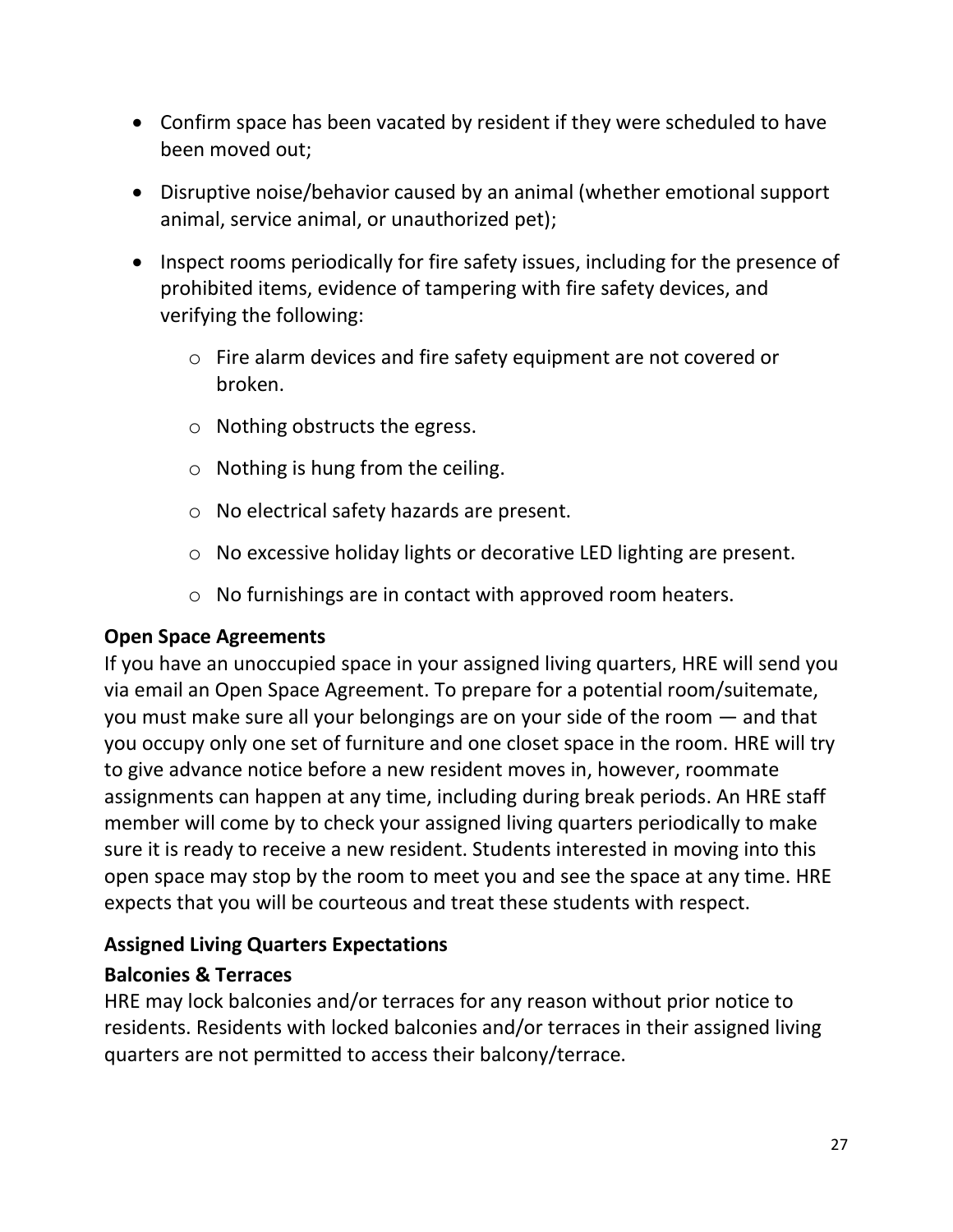- Confirm space has been vacated by resident if they were scheduled to have been moved out;
- Disruptive noise/behavior caused by an animal (whether emotional support animal, service animal, or unauthorized pet);
- Inspect rooms periodically for fire safety issues, including for the presence of prohibited items, evidence of tampering with fire safety devices, and verifying the following:
  - Fire alarm devices and fire safety equipment are not covered or broken.
  - Nothing obstructs the egress.
  - Nothing is hung from the ceiling.
  - No electrical safety hazards are present.
  - No excessive holiday lights or decorative LED lighting are present.
  - No furnishings are in contact with approved room heaters.

**Open Space Agreements**

If you have an unoccupied space in your assigned living quarters, HRE will send you via email an Open Space Agreement. To prepare for a potential room/suitemate, you must make sure all your belongings are on your side of the room — and that you occupy only one set of furniture and one closet space in the room. HRE will try to give advance notice before a new resident moves in, however, roommate assignments can happen at any time, including during break periods. An HRE staff member will come by to check your assigned living quarters periodically to make sure it is ready to receive a new resident. Students interested in moving into this open space may stop by the room to meet you and see the space at any time. HRE expects that you will be courteous and treat these students with respect.

**Assigned Living Quarters Expectations**

**Balconies & Terraces**

HRE may lock balconies and/or terraces for any reason without prior notice to residents. Residents with locked balconies and/or terraces in their assigned living quarters are not permitted to access their balcony/terrace.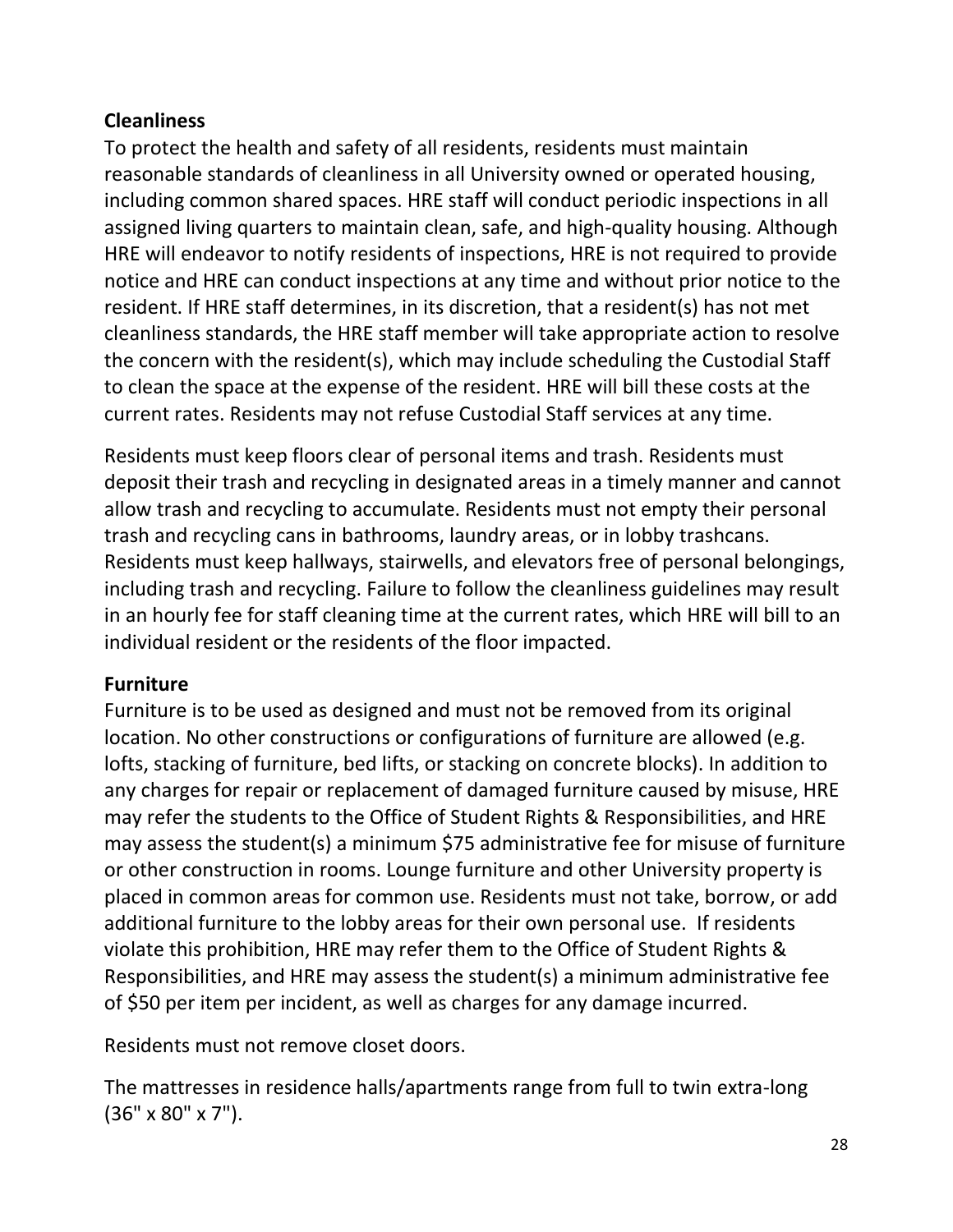**Cleanliness**

To protect the health and safety of all residents, residents must maintain reasonable standards of cleanliness in all University owned or operated housing, including common shared spaces. HRE staff will conduct periodic inspections in all assigned living quarters to maintain clean, safe, and high-quality housing. Although HRE will endeavor to notify residents of inspections, HRE is not required to provide notice and HRE can conduct inspections at any time and without prior notice to the resident. If HRE staff determines, in its discretion, that a resident(s) has not met cleanliness standards, the HRE staff member will take appropriate action to resolve the concern with the resident(s), which may include scheduling the Custodial Staff to clean the space at the expense of the resident. HRE will bill these costs at the current rates. Residents may not refuse Custodial Staff services at any time.

Residents must keep floors clear of personal items and trash. Residents must deposit their trash and recycling in designated areas in a timely manner and cannot allow trash and recycling to accumulate. Residents must not empty their personal trash and recycling cans in bathrooms, laundry areas, or in lobby trashcans. Residents must keep hallways, stairwells, and elevators free of personal belongings, including trash and recycling. Failure to follow the cleanliness guidelines may result in an hourly fee for staff cleaning time at the current rates, which HRE will bill to an individual resident or the residents of the floor impacted.

**Furniture**

Furniture is to be used as designed and must not be removed from its original location. No other constructions or configurations of furniture are allowed (e.g. lofts, stacking of furniture, bed lifts, or stacking on concrete blocks). In addition to any charges for repair or replacement of damaged furniture caused by misuse, HRE may refer the students to the Office of Student Rights & Responsibilities, and HRE may assess the student(s) a minimum $75 administrative fee for misuse of furniture or other construction in rooms. Lounge furniture and other University property is placed in common areas for common use. Residents must not take, borrow, or add additional furniture to the lobby areas for their own personal use. If residents violate this prohibition, HRE may refer them to the Office of Student Rights & Responsibilities, and HRE may assess the student(s) a minimum administrative fee of $50 per item per incident, as well as charges for any damage incurred.

Residents must not remove closet doors.

The mattresses in residence halls/apartments range from full to twin extra-long (36" x 80" x 7").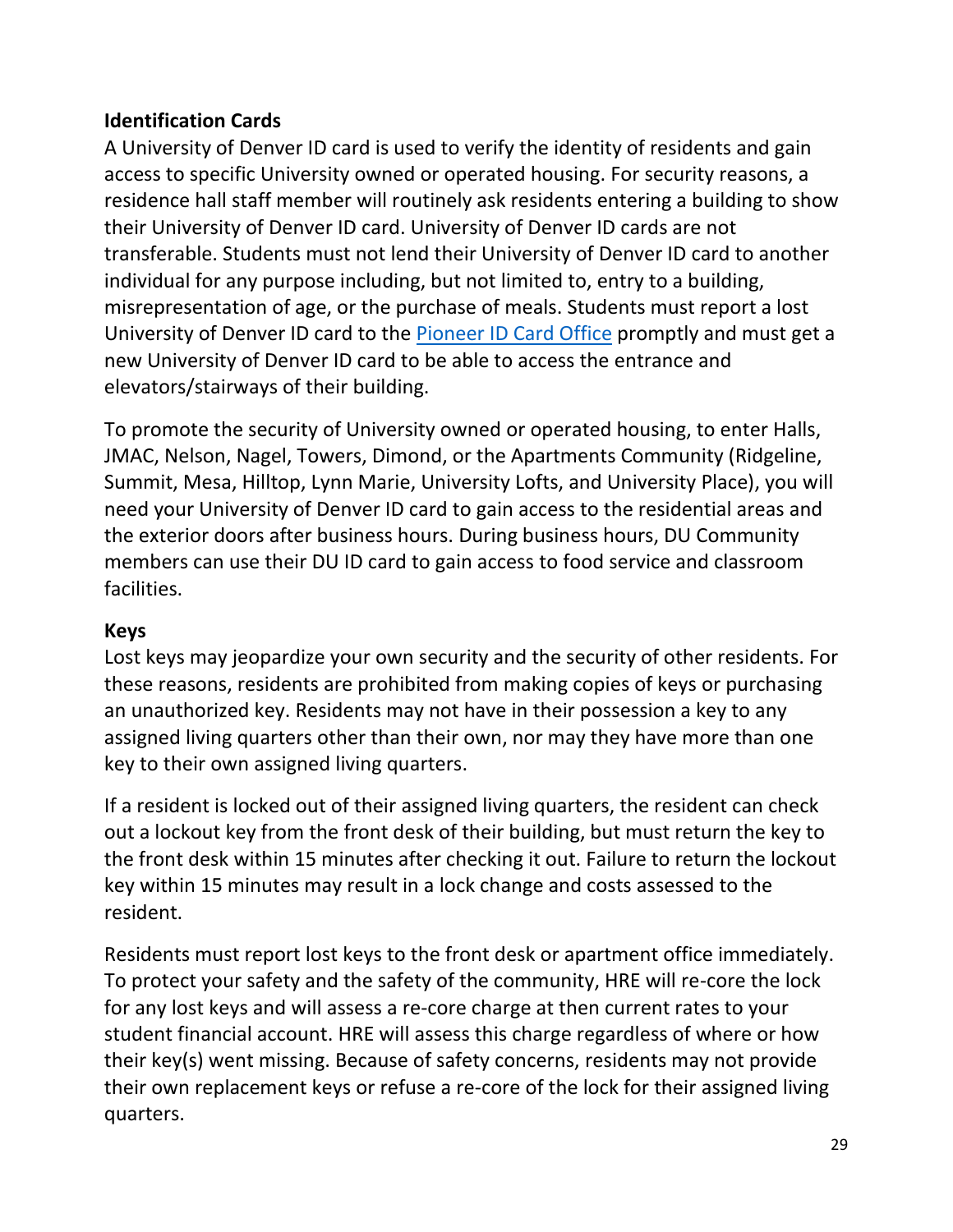### Identification Cards

A University of Denver ID card is used to verify the identity of residents and gain access to specific University owned or operated housing. For security reasons, a residence hall staff member will routinely ask residents entering a building to show their University of Denver ID card. University of Denver ID cards are not transferable. Students must not lend their University of Denver ID card to another individual for any purpose including, but not limited to, entry to a building, misrepresentation of age, or the purchase of meals. Students must report a lost University of Denver ID card to the Pioneer ID Card Office promptly and must get a new University of Denver ID card to be able to access the entrance and elevators/stairways of their building.

To promote the security of University owned or operated housing, to enter Halls, JMAC, Nelson, Nagel, Towers, Dimond, or the Apartments Community (Ridgeline, Summit, Mesa, Hilltop, Lynn Marie, University Lofts, and University Place), you will need your University of Denver ID card to gain access to the residential areas and the exterior doors after business hours. During business hours, DU Community members can use their DU ID card to gain access to food service and classroom facilities.

### Keys

Lost keys may jeopardize your own security and the security of other residents. For these reasons, residents are prohibited from making copies of keys or purchasing an unauthorized key. Residents may not have in their possession a key to any assigned living quarters other than their own, nor may they have more than one key to their own assigned living quarters.

If a resident is locked out of their assigned living quarters, the resident can check out a lockout key from the front desk of their building, but must return the key to the front desk within 15 minutes after checking it out. Failure to return the lockout key within 15 minutes may result in a lock change and costs assessed to the resident.

Residents must report lost keys to the front desk or apartment office immediately. To protect your safety and the safety of the community, HRE will re-core the lock for any lost keys and will assess a re-core charge at then current rates to your student financial account. HRE will assess this charge regardless of where or how their key(s) went missing. Because of safety concerns, residents may not provide their own replacement keys or refuse a re-core of the lock for their assigned living quarters.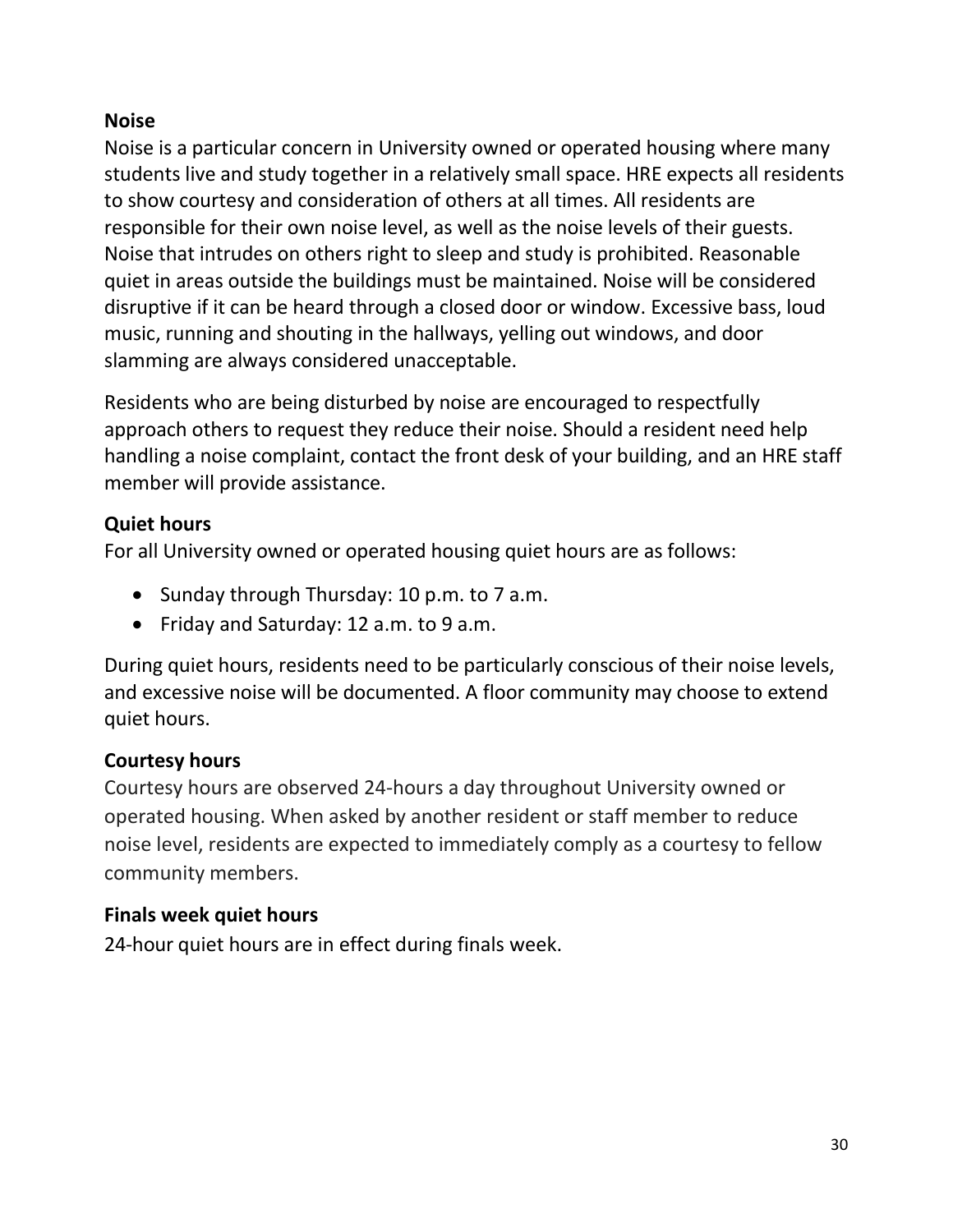### Noise

Noise is a particular concern in University owned or operated housing where many students live and study together in a relatively small space. HRE expects all residents to show courtesy and consideration of others at all times. All residents are responsible for their own noise level, as well as the noise levels of their guests. Noise that intrudes on others right to sleep and study is prohibited. Reasonable quiet in areas outside the buildings must be maintained. Noise will be considered disruptive if it can be heard through a closed door or window. Excessive bass, loud music, running and shouting in the hallways, yelling out windows, and door slamming are always considered unacceptable.

Residents who are being disturbed by noise are encouraged to respectfully approach others to request they reduce their noise. Should a resident need help handling a noise complaint, contact the front desk of your building, and an HRE staff member will provide assistance.

### Quiet hours

For all University owned or operated housing quiet hours are as follows:

- Sunday through Thursday: 10 p.m. to 7 a.m.
- Friday and Saturday: 12 a.m. to 9 a.m.

During quiet hours, residents need to be particularly conscious of their noise levels, and excessive noise will be documented. A floor community may choose to extend quiet hours.

### Courtesy hours

Courtesy hours are observed 24-hours a day throughout University owned or operated housing. When asked by another resident or staff member to reduce noise level, residents are expected to immediately comply as a courtesy to fellow community members.

### Finals week quiet hours

24-hour quiet hours are in effect during finals week.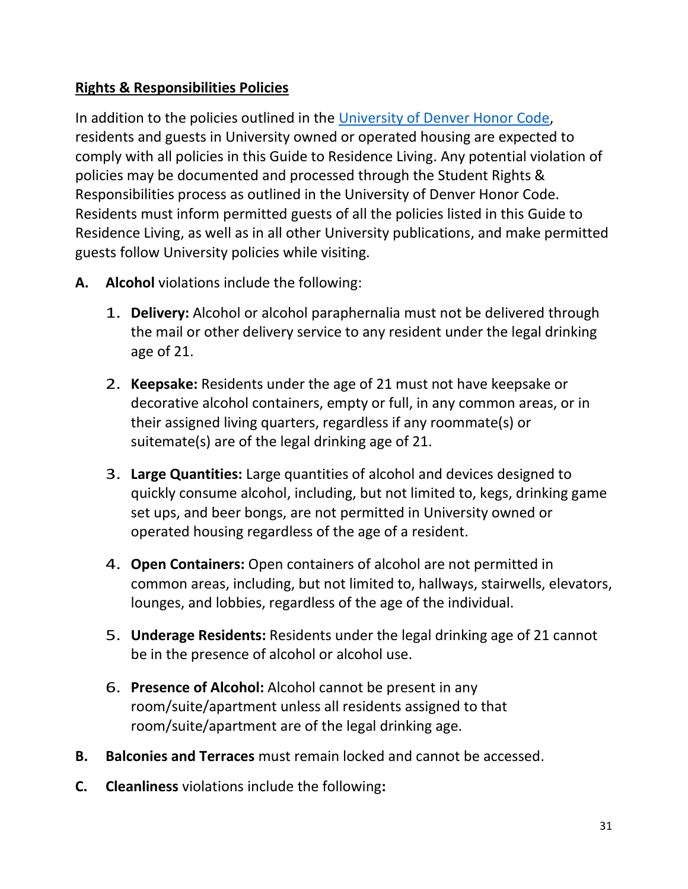**Rights & Responsibilities Policies**

In addition to the policies outlined in the [University of Denver Honor Code](), residents and guests in University owned or operated housing are expected to comply with all policies in this Guide to Residence Living. Any potential violation of policies may be documented and processed through the Student Rights & Responsibilities process as outlined in the University of Denver Honor Code. Residents must inform permitted guests of all the policies listed in this Guide to Residence Living, as well as in all other University publications, and make permitted guests follow University policies while visiting.

**A. Alcohol** violations include the following:

1. **Delivery:** Alcohol or alcohol paraphernalia must not be delivered through the mail or other delivery service to any resident under the legal drinking age of 21.

2. **Keepsake:** Residents under the age of 21 must not have keepsake or decorative alcohol containers, empty or full, in any common areas, or in their assigned living quarters, regardless if any roommate(s) or suitemate(s) are of the legal drinking age of 21.

3. **Large Quantities:** Large quantities of alcohol and devices designed to quickly consume alcohol, including, but not limited to, kegs, drinking game set ups, and beer bongs, are not permitted in University owned or operated housing regardless of the age of a resident.

4. **Open Containers:** Open containers of alcohol are not permitted in common areas, including, but not limited to, hallways, stairwells, elevators, lounges, and lobbies, regardless of the age of the individual.

5. **Underage Residents:** Residents under the legal drinking age of 21 cannot be in the presence of alcohol or alcohol use.

6. **Presence of Alcohol:** Alcohol cannot be present in any room/suite/apartment unless all residents assigned to that room/suite/apartment are of the legal drinking age.

**B. Balconies and Terraces** must remain locked and cannot be accessed.

**C. Cleanliness** violations include the following**:**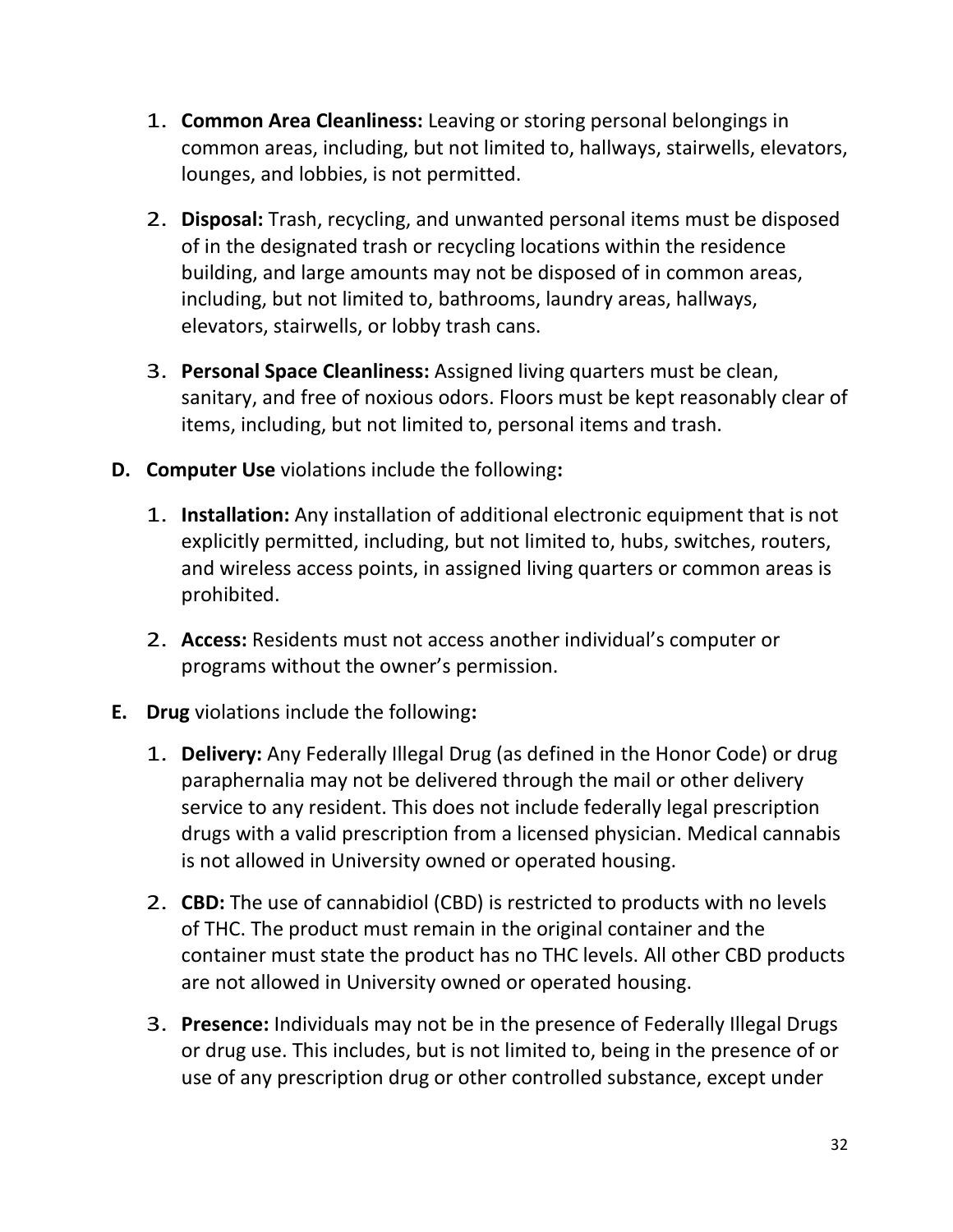1. **Common Area Cleanliness:** Leaving or storing personal belongings in common areas, including, but not limited to, hallways, stairwells, elevators, lounges, and lobbies, is not permitted.

2. **Disposal:** Trash, recycling, and unwanted personal items must be disposed of in the designated trash or recycling locations within the residence building, and large amounts may not be disposed of in common areas, including, but not limited to, bathrooms, laundry areas, hallways, elevators, stairwells, or lobby trash cans.

3. **Personal Space Cleanliness:** Assigned living quarters must be clean, sanitary, and free of noxious odors. Floors must be kept reasonably clear of items, including, but not limited to, personal items and trash.

**D. Computer Use** violations include the following**:**

1. **Installation:** Any installation of additional electronic equipment that is not explicitly permitted, including, but not limited to, hubs, switches, routers, and wireless access points, in assigned living quarters or common areas is prohibited.

2. **Access:** Residents must not access another individual's computer or programs without the owner's permission.

**E. Drug** violations include the following**:**

1. **Delivery:** Any Federally Illegal Drug (as defined in the Honor Code) or drug paraphernalia may not be delivered through the mail or other delivery service to any resident. This does not include federally legal prescription drugs with a valid prescription from a licensed physician. Medical cannabis is not allowed in University owned or operated housing.

2. **CBD:** The use of cannabidiol (CBD) is restricted to products with no levels of THC. The product must remain in the original container and the container must state the product has no THC levels. All other CBD products are not allowed in University owned or operated housing.

3. **Presence:** Individuals may not be in the presence of Federally Illegal Drugs or drug use. This includes, but is not limited to, being in the presence of or use of any prescription drug or other controlled substance, except under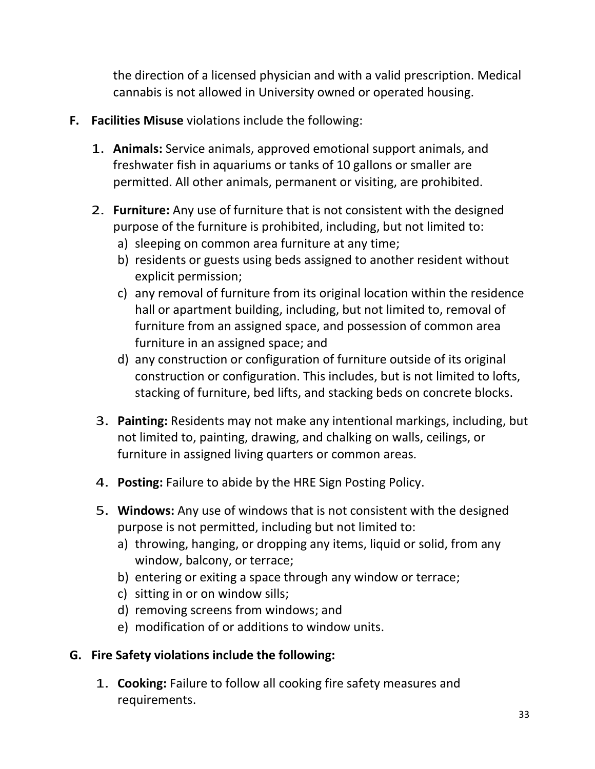the direction of a licensed physician and with a valid prescription. Medical cannabis is not allowed in University owned or operated housing.

**F. Facilities Misuse** violations include the following:

1. **Animals:** Service animals, approved emotional support animals, and freshwater fish in aquariums or tanks of 10 gallons or smaller are permitted. All other animals, permanent or visiting, are prohibited.

2. **Furniture:** Any use of furniture that is not consistent with the designed purpose of the furniture is prohibited, including, but not limited to:
   a) sleeping on common area furniture at any time;
   b) residents or guests using beds assigned to another resident without explicit permission;
   c) any removal of furniture from its original location within the residence hall or apartment building, including, but not limited to, removal of furniture from an assigned space, and possession of common area furniture in an assigned space; and
   d) any construction or configuration of furniture outside of its original construction or configuration. This includes, but is not limited to lofts, stacking of furniture, bed lifts, and stacking beds on concrete blocks.

3. **Painting:** Residents may not make any intentional markings, including, but not limited to, painting, drawing, and chalking on walls, ceilings, or furniture in assigned living quarters or common areas.

4. **Posting:** Failure to abide by the HRE Sign Posting Policy.

5. **Windows:** Any use of windows that is not consistent with the designed purpose is not permitted, including but not limited to:
   a) throwing, hanging, or dropping any items, liquid or solid, from any window, balcony, or terrace;
   b) entering or exiting a space through any window or terrace;
   c) sitting in or on window sills;
   d) removing screens from windows; and
   e) modification of or additions to window units.

**G. Fire Safety violations include the following:**

1. **Cooking:** Failure to follow all cooking fire safety measures and requirements.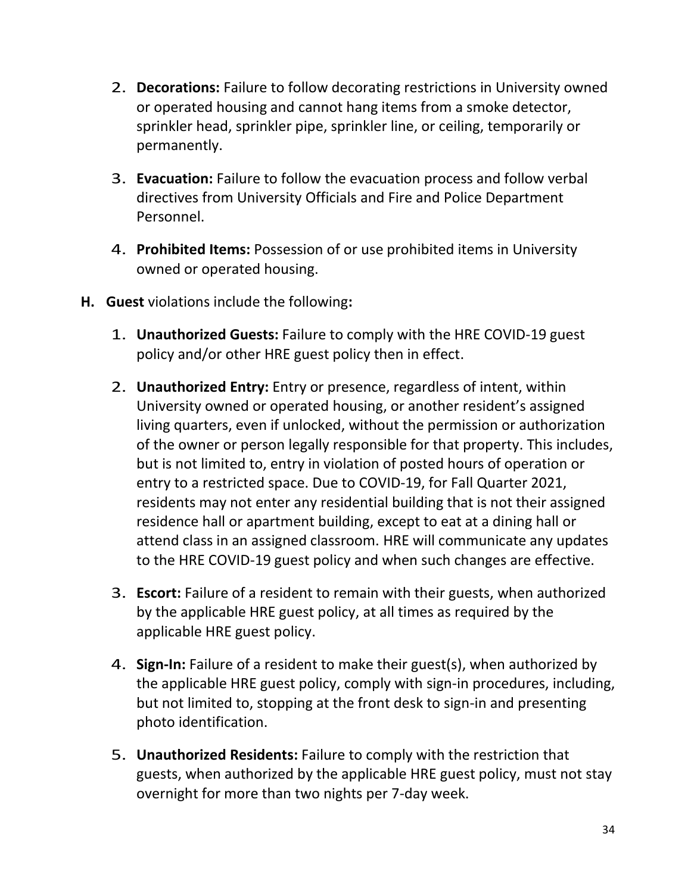2. **Decorations:** Failure to follow decorating restrictions in University owned or operated housing and cannot hang items from a smoke detector, sprinkler head, sprinkler pipe, sprinkler line, or ceiling, temporarily or permanently.

3. **Evacuation:** Failure to follow the evacuation process and follow verbal directives from University Officials and Fire and Police Department Personnel.

4. **Prohibited Items:** Possession of or use prohibited items in University owned or operated housing.

**H. Guest** violations include the following**:**

1. **Unauthorized Guests:** Failure to comply with the HRE COVID-19 guest policy and/or other HRE guest policy then in effect.

2. **Unauthorized Entry:** Entry or presence, regardless of intent, within University owned or operated housing, or another resident's assigned living quarters, even if unlocked, without the permission or authorization of the owner or person legally responsible for that property. This includes, but is not limited to, entry in violation of posted hours of operation or entry to a restricted space. Due to COVID-19, for Fall Quarter 2021, residents may not enter any residential building that is not their assigned residence hall or apartment building, except to eat at a dining hall or attend class in an assigned classroom. HRE will communicate any updates to the HRE COVID-19 guest policy and when such changes are effective.

3. **Escort:** Failure of a resident to remain with their guests, when authorized by the applicable HRE guest policy, at all times as required by the applicable HRE guest policy.

4. **Sign-In:** Failure of a resident to make their guest(s), when authorized by the applicable HRE guest policy, comply with sign-in procedures, including, but not limited to, stopping at the front desk to sign-in and presenting photo identification.

5. **Unauthorized Residents:** Failure to comply with the restriction that guests, when authorized by the applicable HRE guest policy, must not stay overnight for more than two nights per 7-day week.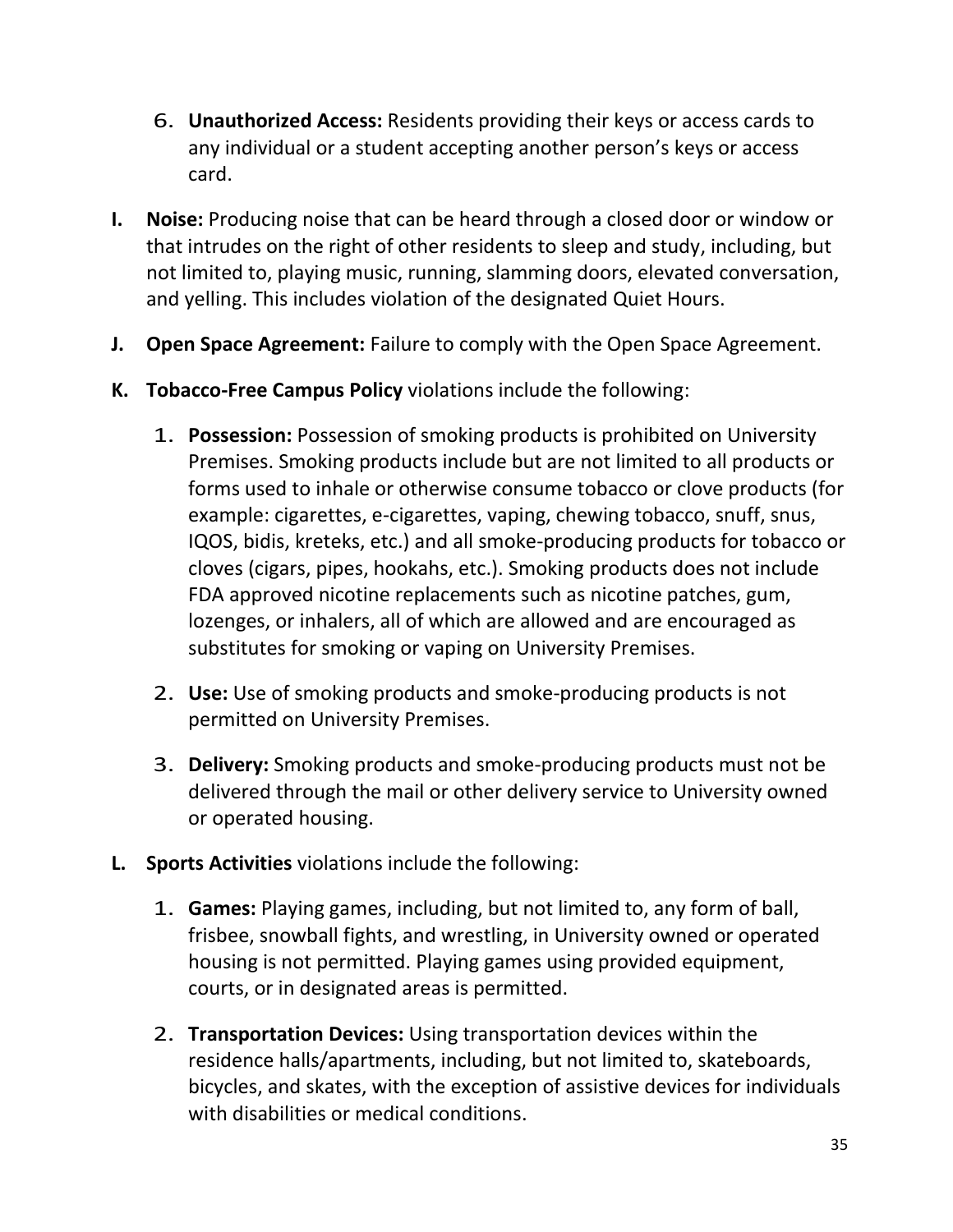6. **Unauthorized Access:** Residents providing their keys or access cards to any individual or a student accepting another person's keys or access card.

**I. Noise:** Producing noise that can be heard through a closed door or window or that intrudes on the right of other residents to sleep and study, including, but not limited to, playing music, running, slamming doors, elevated conversation, and yelling. This includes violation of the designated Quiet Hours.

**J. Open Space Agreement:** Failure to comply with the Open Space Agreement.

**K. Tobacco-Free Campus Policy** violations include the following:

1. **Possession:** Possession of smoking products is prohibited on University Premises. Smoking products include but are not limited to all products or forms used to inhale or otherwise consume tobacco or clove products (for example: cigarettes, e-cigarettes, vaping, chewing tobacco, snuff, snus, IQOS, bidis, kreteks, etc.) and all smoke-producing products for tobacco or cloves (cigars, pipes, hookahs, etc.). Smoking products does not include FDA approved nicotine replacements such as nicotine patches, gum, lozenges, or inhalers, all of which are allowed and are encouraged as substitutes for smoking or vaping on University Premises.
2. **Use:** Use of smoking products and smoke-producing products is not permitted on University Premises.
3. **Delivery:** Smoking products and smoke-producing products must not be delivered through the mail or other delivery service to University owned or operated housing.

**L. Sports Activities** violations include the following:

1. **Games:** Playing games, including, but not limited to, any form of ball, frisbee, snowball fights, and wrestling, in University owned or operated housing is not permitted. Playing games using provided equipment, courts, or in designated areas is permitted.
2. **Transportation Devices:** Using transportation devices within the residence halls/apartments, including, but not limited to, skateboards, bicycles, and skates, with the exception of assistive devices for individuals with disabilities or medical conditions.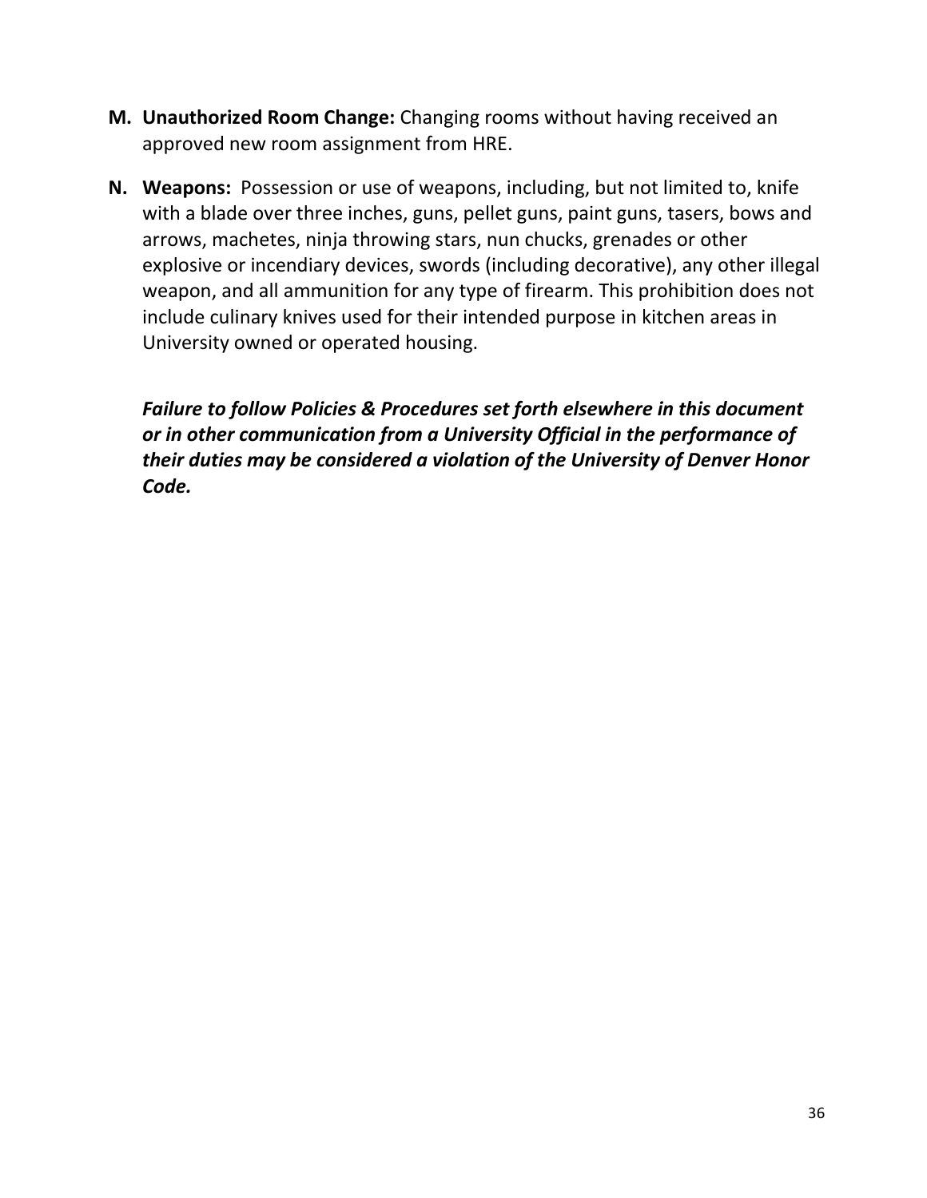M. **Unauthorized Room Change:** Changing rooms without having received an approved new room assignment from HRE.

N. **Weapons:** Possession or use of weapons, including, but not limited to, knife with a blade over three inches, guns, pellet guns, paint guns, tasers, bows and arrows, machetes, ninja throwing stars, nun chucks, grenades or other explosive or incendiary devices, swords (including decorative), any other illegal weapon, and all ammunition for any type of firearm. This prohibition does not include culinary knives used for their intended purpose in kitchen areas in University owned or operated housing.

***Failure to follow Policies & Procedures set forth elsewhere in this document or in other communication from a University Official in the performance of their duties may be considered a violation of the University of Denver Honor Code.***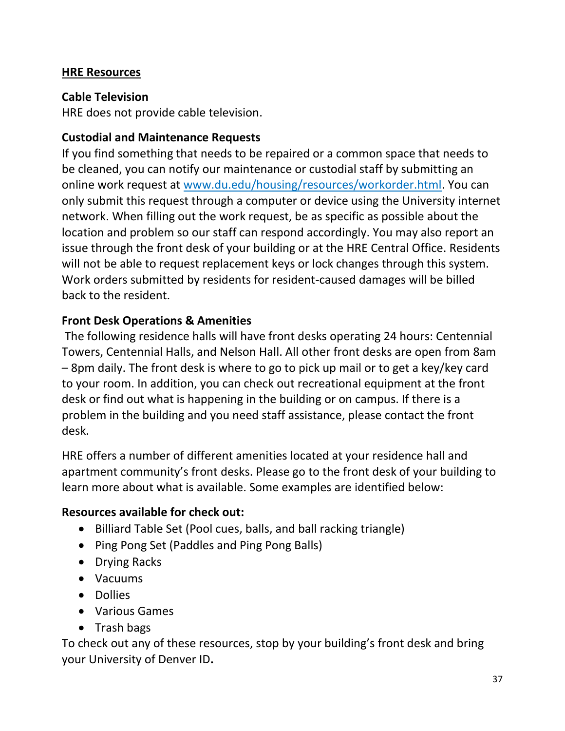## HRE Resources

### Cable Television

HRE does not provide cable television.

### Custodial and Maintenance Requests

If you find something that needs to be repaired or a common space that needs to be cleaned, you can notify our maintenance or custodial staff by submitting an online work request at [www.du.edu/housing/resources/workorder.html](www.du.edu/housing/resources/workorder.html). You can only submit this request through a computer or device using the University internet network. When filling out the work request, be as specific as possible about the location and problem so our staff can respond accordingly. You may also report an issue through the front desk of your building or at the HRE Central Office. Residents will not be able to request replacement keys or lock changes through this system. Work orders submitted by residents for resident-caused damages will be billed back to the resident.

### Front Desk Operations & Amenities

The following residence halls will have front desks operating 24 hours: Centennial Towers, Centennial Halls, and Nelson Hall. All other front desks are open from 8am – 8pm daily. The front desk is where to go to pick up mail or to get a key/key card to your room. In addition, you can check out recreational equipment at the front desk or find out what is happening in the building or on campus. If there is a problem in the building and you need staff assistance, please contact the front desk.

HRE offers a number of different amenities located at your residence hall and apartment community's front desks. Please go to the front desk of your building to learn more about what is available. Some examples are identified below:

**Resources available for check out:**

- Billiard Table Set (Pool cues, balls, and ball racking triangle)
- Ping Pong Set (Paddles and Ping Pong Balls)
- Drying Racks
- Vacuums
- Dollies
- Various Games
- Trash bags

To check out any of these resources, stop by your building's front desk and bring your University of Denver ID**.**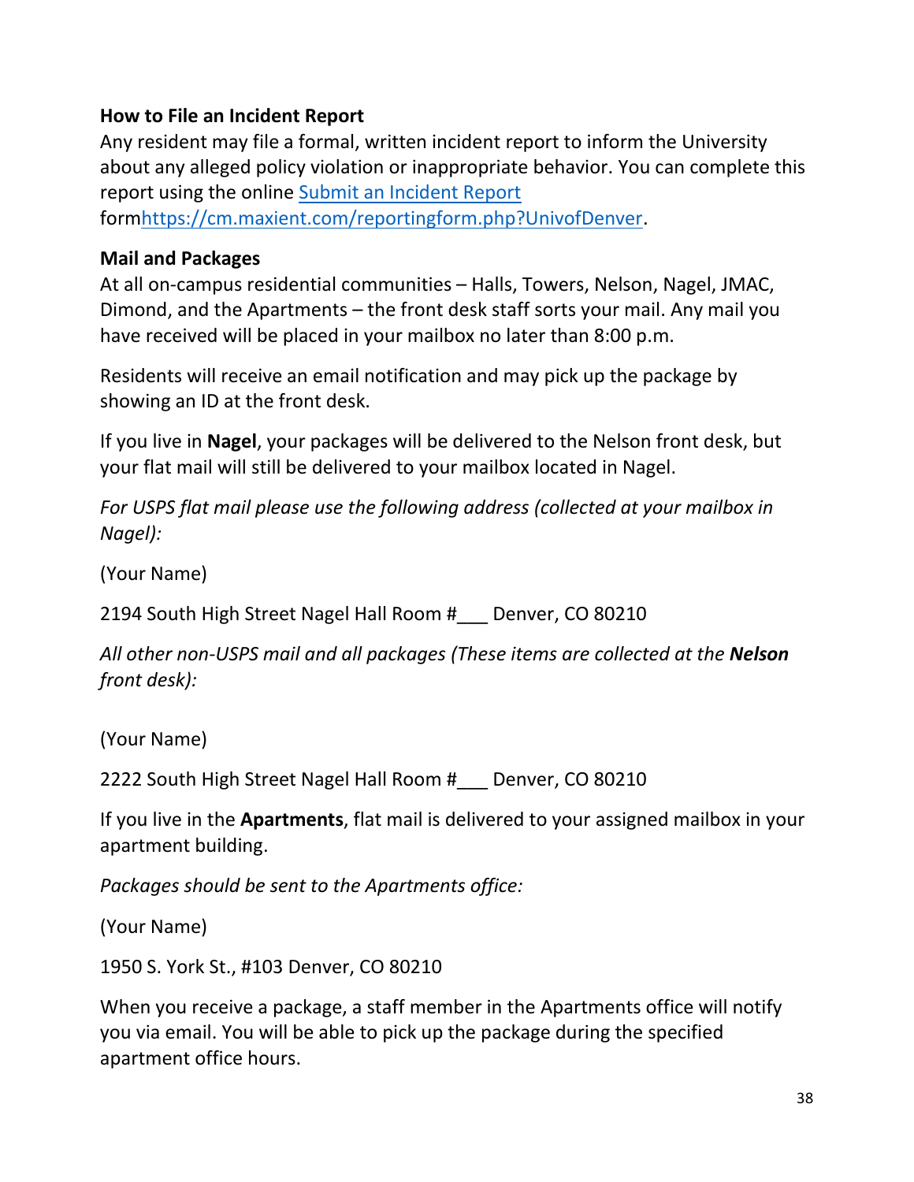**How to File an Incident Report**

Any resident may file a formal, written incident report to inform the University about any alleged policy violation or inappropriate behavior. You can complete this report using the online Submit an Incident Report formhttps://cm.maxient.com/reportingform.php?UnivofDenver.

**Mail and Packages**

At all on-campus residential communities – Halls, Towers, Nelson, Nagel, JMAC, Dimond, and the Apartments – the front desk staff sorts your mail. Any mail you have received will be placed in your mailbox no later than 8:00 p.m.

Residents will receive an email notification and may pick up the package by showing an ID at the front desk.

If you live in **Nagel**, your packages will be delivered to the Nelson front desk, but your flat mail will still be delivered to your mailbox located in Nagel.

*For USPS flat mail please use the following address (collected at your mailbox in Nagel):*

(Your Name)

2194 South High Street Nagel Hall Room #___ Denver, CO 80210

*All other non-USPS mail and all packages (These items are collected at the **Nelson** front desk):*

(Your Name)

2222 South High Street Nagel Hall Room #___ Denver, CO 80210

If you live in the **Apartments**, flat mail is delivered to your assigned mailbox in your apartment building.

*Packages should be sent to the Apartments office:*

(Your Name)

1950 S. York St., #103 Denver, CO 80210

When you receive a package, a staff member in the Apartments office will notify you via email. You will be able to pick up the package during the specified apartment office hours.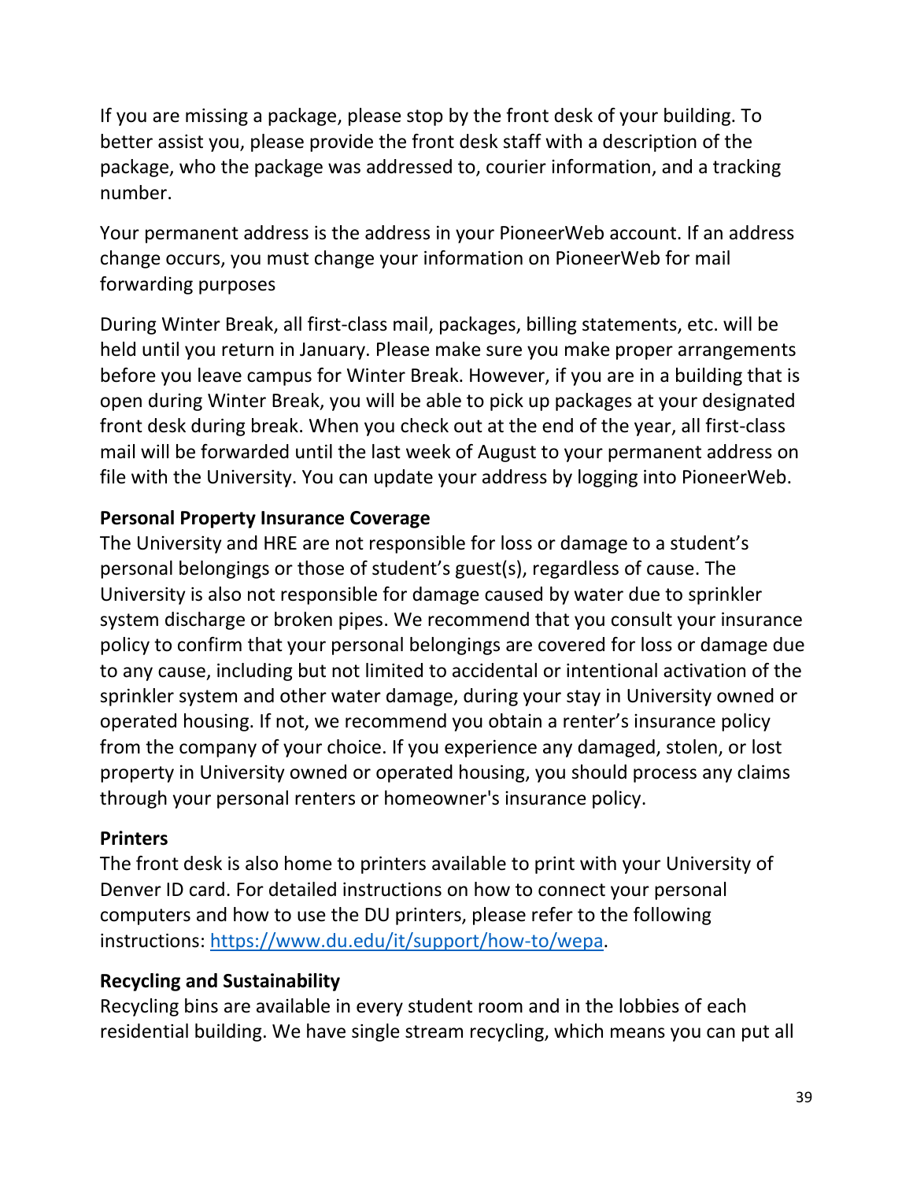If you are missing a package, please stop by the front desk of your building. To better assist you, please provide the front desk staff with a description of the package, who the package was addressed to, courier information, and a tracking number.

Your permanent address is the address in your PioneerWeb account. If an address change occurs, you must change your information on PioneerWeb for mail forwarding purposes

During Winter Break, all first-class mail, packages, billing statements, etc. will be held until you return in January. Please make sure you make proper arrangements before you leave campus for Winter Break. However, if you are in a building that is open during Winter Break, you will be able to pick up packages at your designated front desk during break. When you check out at the end of the year, all first-class mail will be forwarded until the last week of August to your permanent address on file with the University. You can update your address by logging into PioneerWeb.

**Personal Property Insurance Coverage**

The University and HRE are not responsible for loss or damage to a student's personal belongings or those of student's guest(s), regardless of cause. The University is also not responsible for damage caused by water due to sprinkler system discharge or broken pipes. We recommend that you consult your insurance policy to confirm that your personal belongings are covered for loss or damage due to any cause, including but not limited to accidental or intentional activation of the sprinkler system and other water damage, during your stay in University owned or operated housing. If not, we recommend you obtain a renter's insurance policy from the company of your choice. If you experience any damaged, stolen, or lost property in University owned or operated housing, you should process any claims through your personal renters or homeowner's insurance policy.

**Printers**

The front desk is also home to printers available to print with your University of Denver ID card. For detailed instructions on how to connect your personal computers and how to use the DU printers, please refer to the following instructions: [https://www.du.edu/it/support/how-to/wepa](https://www.du.edu/it/support/how-to/wepa).

**Recycling and Sustainability**

Recycling bins are available in every student room and in the lobbies of each residential building. We have single stream recycling, which means you can put all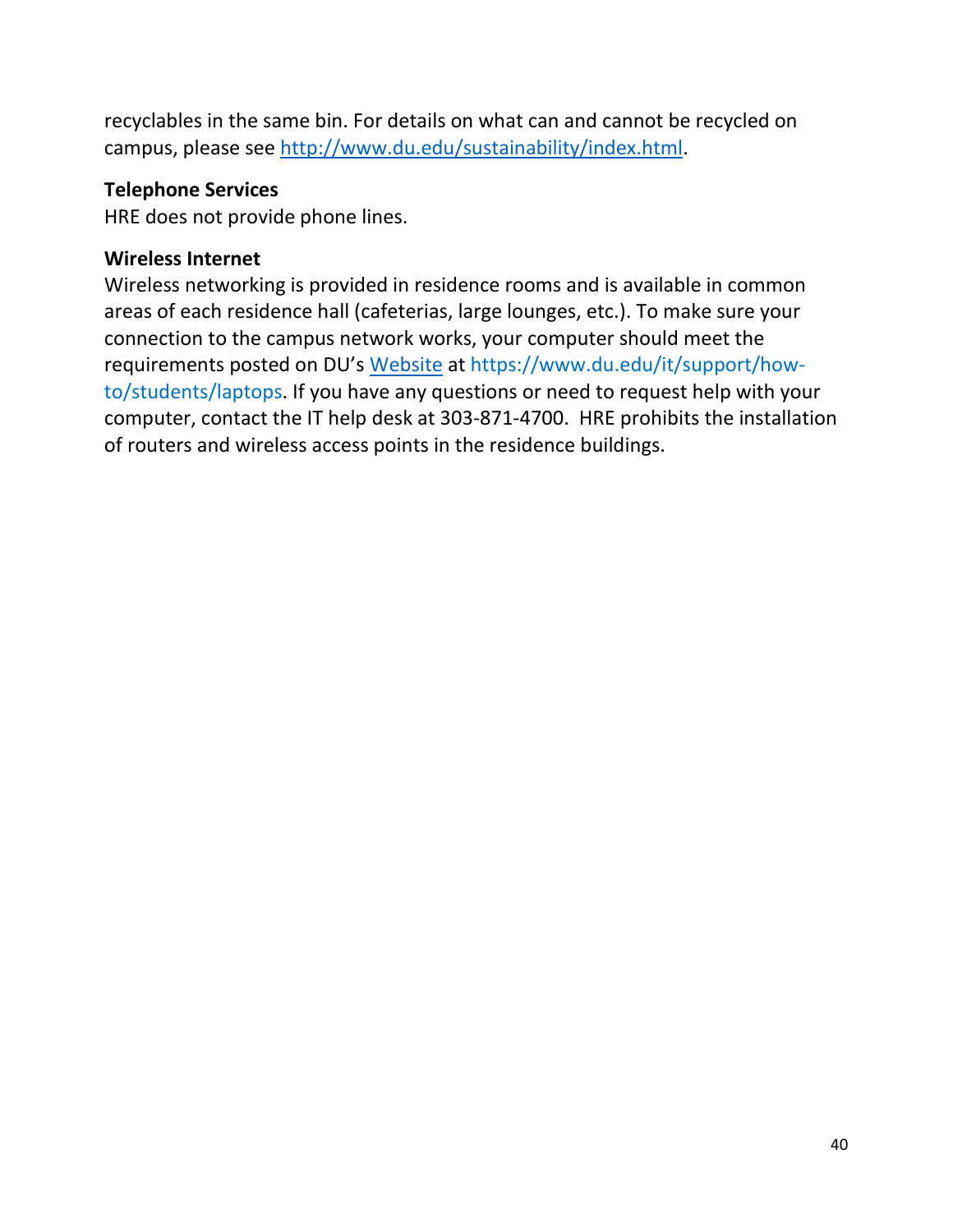recyclables in the same bin. For details on what can and cannot be recycled on campus, please see [http://www.du.edu/sustainability/index.html](http://www.du.edu/sustainability/index.html).

**Telephone Services**
HRE does not provide phone lines.

**Wireless Internet**
Wireless networking is provided in residence rooms and is available in common areas of each residence hall (cafeterias, large lounges, etc.). To make sure your connection to the campus network works, your computer should meet the requirements posted on DU's [Website](https://www.du.edu/it/support/how-to/students/laptops) at https://www.du.edu/it/support/how-to/students/laptops. If you have any questions or need to request help with your computer, contact the IT help desk at 303-871-4700. HRE prohibits the installation of routers and wireless access points in the residence buildings.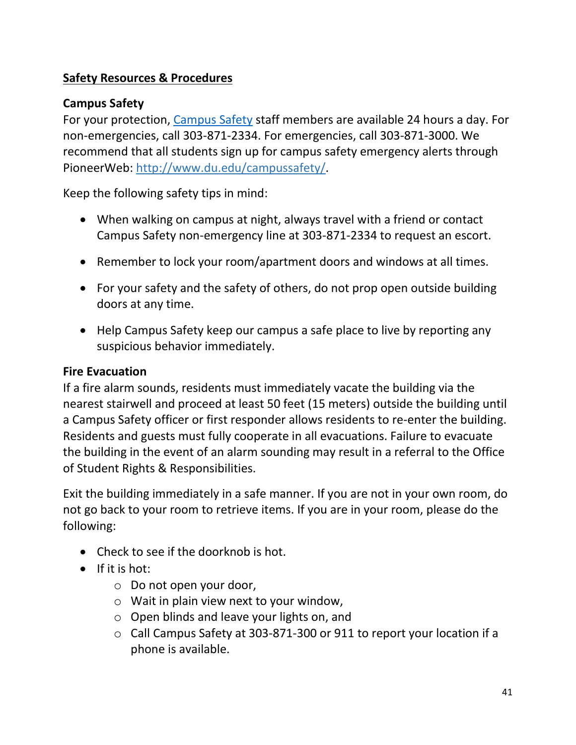## Safety Resources & Procedures

### Campus Safety

For your protection, [Campus Safety](http://www.du.edu/campussafety/) staff members are available 24 hours a day. For non-emergencies, call 303-871-2334. For emergencies, call 303-871-3000. We recommend that all students sign up for campus safety emergency alerts through PioneerWeb: [http://www.du.edu/campussafety/](http://www.du.edu/campussafety/).

Keep the following safety tips in mind:

- When walking on campus at night, always travel with a friend or contact Campus Safety non-emergency line at 303-871-2334 to request an escort.
- Remember to lock your room/apartment doors and windows at all times.
- For your safety and the safety of others, do not prop open outside building doors at any time.
- Help Campus Safety keep our campus a safe place to live by reporting any suspicious behavior immediately.

### Fire Evacuation

If a fire alarm sounds, residents must immediately vacate the building via the nearest stairwell and proceed at least 50 feet (15 meters) outside the building until a Campus Safety officer or first responder allows residents to re-enter the building. Residents and guests must fully cooperate in all evacuations. Failure to evacuate the building in the event of an alarm sounding may result in a referral to the Office of Student Rights & Responsibilities.

Exit the building immediately in a safe manner. If you are not in your own room, do not go back to your room to retrieve items. If you are in your room, please do the following:

- Check to see if the doorknob is hot.
- If it is hot:
  - Do not open your door,
  - Wait in plain view next to your window,
  - Open blinds and leave your lights on, and
  - Call Campus Safety at 303-871-300 or 911 to report your location if a phone is available.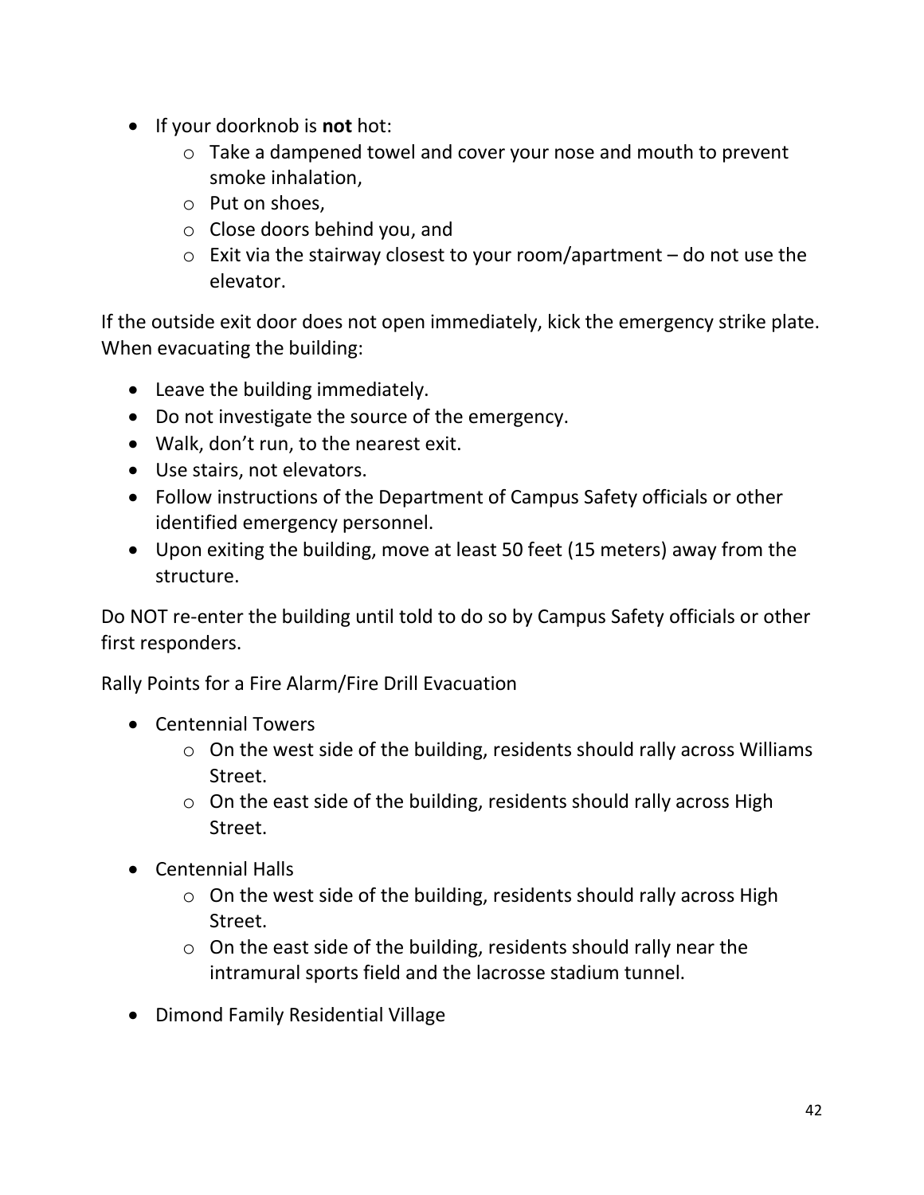- If your doorknob is **not** hot:
  - Take a dampened towel and cover your nose and mouth to prevent smoke inhalation,
  - Put on shoes,
  - Close doors behind you, and
  - Exit via the stairway closest to your room/apartment – do not use the elevator.

If the outside exit door does not open immediately, kick the emergency strike plate. When evacuating the building:

- Leave the building immediately.
- Do not investigate the source of the emergency.
- Walk, don't run, to the nearest exit.
- Use stairs, not elevators.
- Follow instructions of the Department of Campus Safety officials or other identified emergency personnel.
- Upon exiting the building, move at least 50 feet (15 meters) away from the structure.

Do NOT re-enter the building until told to do so by Campus Safety officials or other first responders.

Rally Points for a Fire Alarm/Fire Drill Evacuation

- Centennial Towers
  - On the west side of the building, residents should rally across Williams Street.
  - On the east side of the building, residents should rally across High Street.
- Centennial Halls
  - On the west side of the building, residents should rally across High Street.
  - On the east side of the building, residents should rally near the intramural sports field and the lacrosse stadium tunnel.
- Dimond Family Residential Village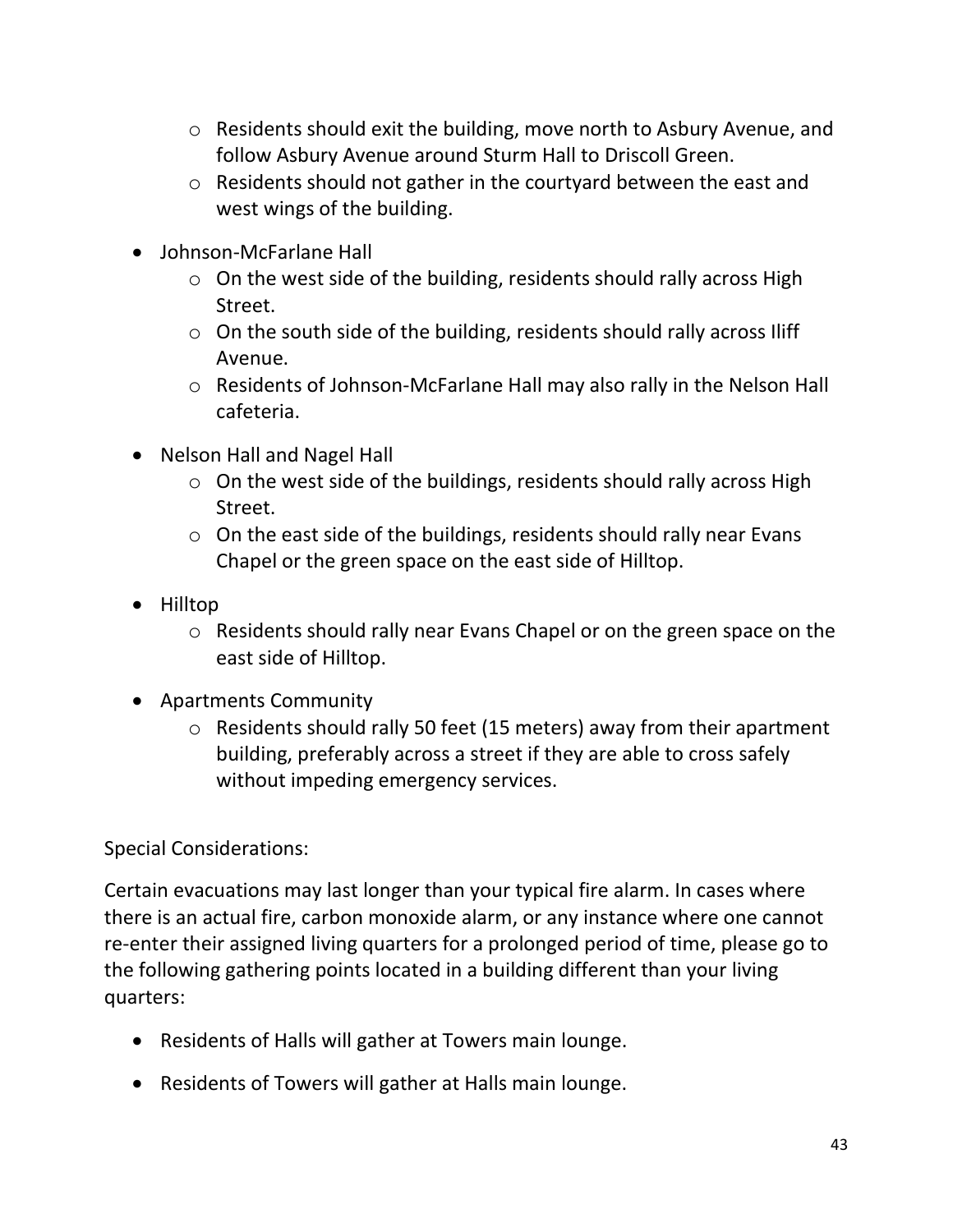- Residents should exit the building, move north to Asbury Avenue, and follow Asbury Avenue around Sturm Hall to Driscoll Green.
  - Residents should not gather in the courtyard between the east and west wings of the building.

- Johnson-McFarlane Hall
  - On the west side of the building, residents should rally across High Street.
  - On the south side of the building, residents should rally across Iliff Avenue.
  - Residents of Johnson-McFarlane Hall may also rally in the Nelson Hall cafeteria.

- Nelson Hall and Nagel Hall
  - On the west side of the buildings, residents should rally across High Street.
  - On the east side of the buildings, residents should rally near Evans Chapel or the green space on the east side of Hilltop.

- Hilltop
  - Residents should rally near Evans Chapel or on the green space on the east side of Hilltop.

- Apartments Community
  - Residents should rally 50 feet (15 meters) away from their apartment building, preferably across a street if they are able to cross safely without impeding emergency services.

Special Considerations:

Certain evacuations may last longer than your typical fire alarm. In cases where there is an actual fire, carbon monoxide alarm, or any instance where one cannot re-enter their assigned living quarters for a prolonged period of time, please go to the following gathering points located in a building different than your living quarters:

- Residents of Halls will gather at Towers main lounge.
- Residents of Towers will gather at Halls main lounge.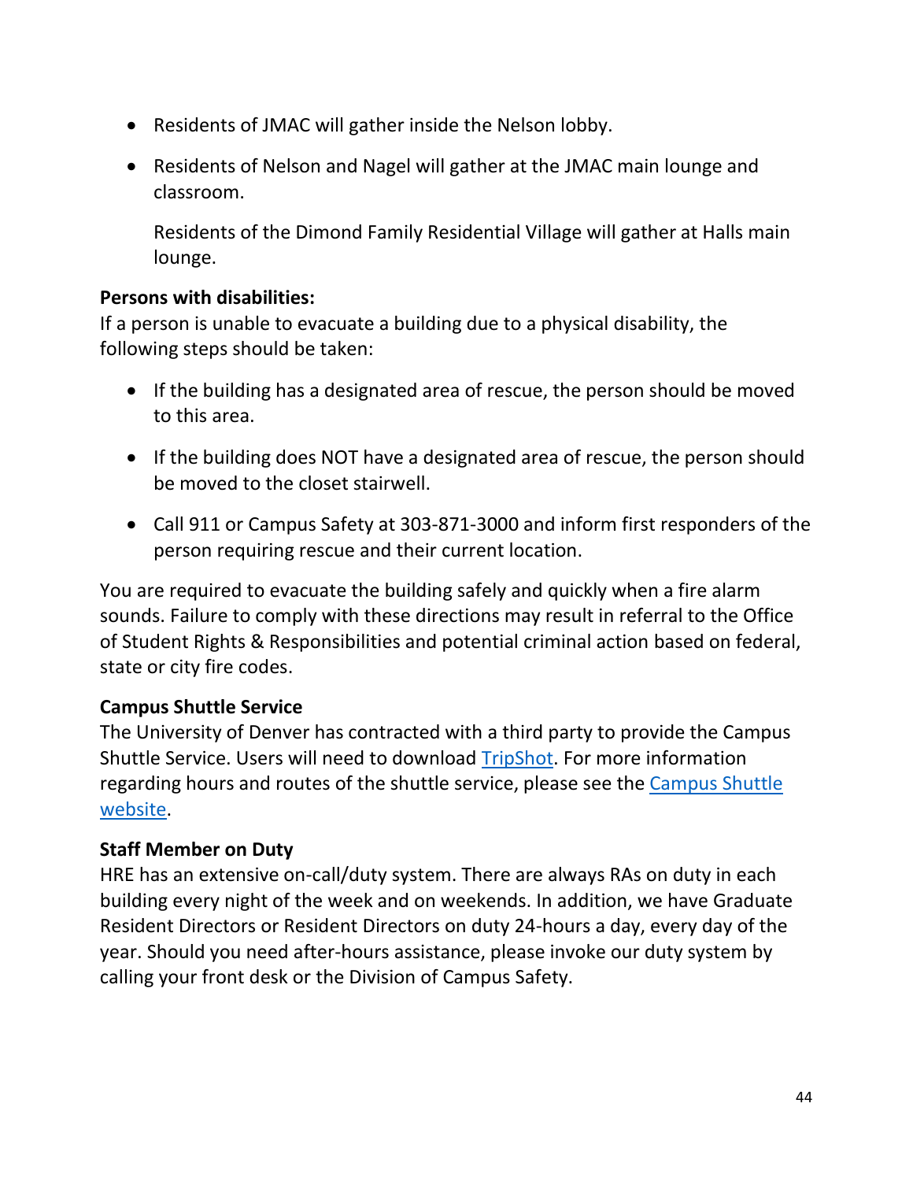- Residents of JMAC will gather inside the Nelson lobby.
- Residents of Nelson and Nagel will gather at the JMAC main lounge and classroom.

  Residents of the Dimond Family Residential Village will gather at Halls main lounge.

**Persons with disabilities:**
If a person is unable to evacuate a building due to a physical disability, the following steps should be taken:

- If the building has a designated area of rescue, the person should be moved to this area.
- If the building does NOT have a designated area of rescue, the person should be moved to the closet stairwell.
- Call 911 or Campus Safety at 303-871-3000 and inform first responders of the person requiring rescue and their current location.

You are required to evacuate the building safely and quickly when a fire alarm sounds. Failure to comply with these directions may result in referral to the Office of Student Rights & Responsibilities and potential criminal action based on federal, state or city fire codes.

**Campus Shuttle Service**
The University of Denver has contracted with a third party to provide the Campus Shuttle Service. Users will need to download TripShot. For more information regarding hours and routes of the shuttle service, please see the Campus Shuttle website.

**Staff Member on Duty**
HRE has an extensive on-call/duty system. There are always RAs on duty in each building every night of the week and on weekends. In addition, we have Graduate Resident Directors or Resident Directors on duty 24-hours a day, every day of the year. Should you need after-hours assistance, please invoke our duty system by calling your front desk or the Division of Campus Safety.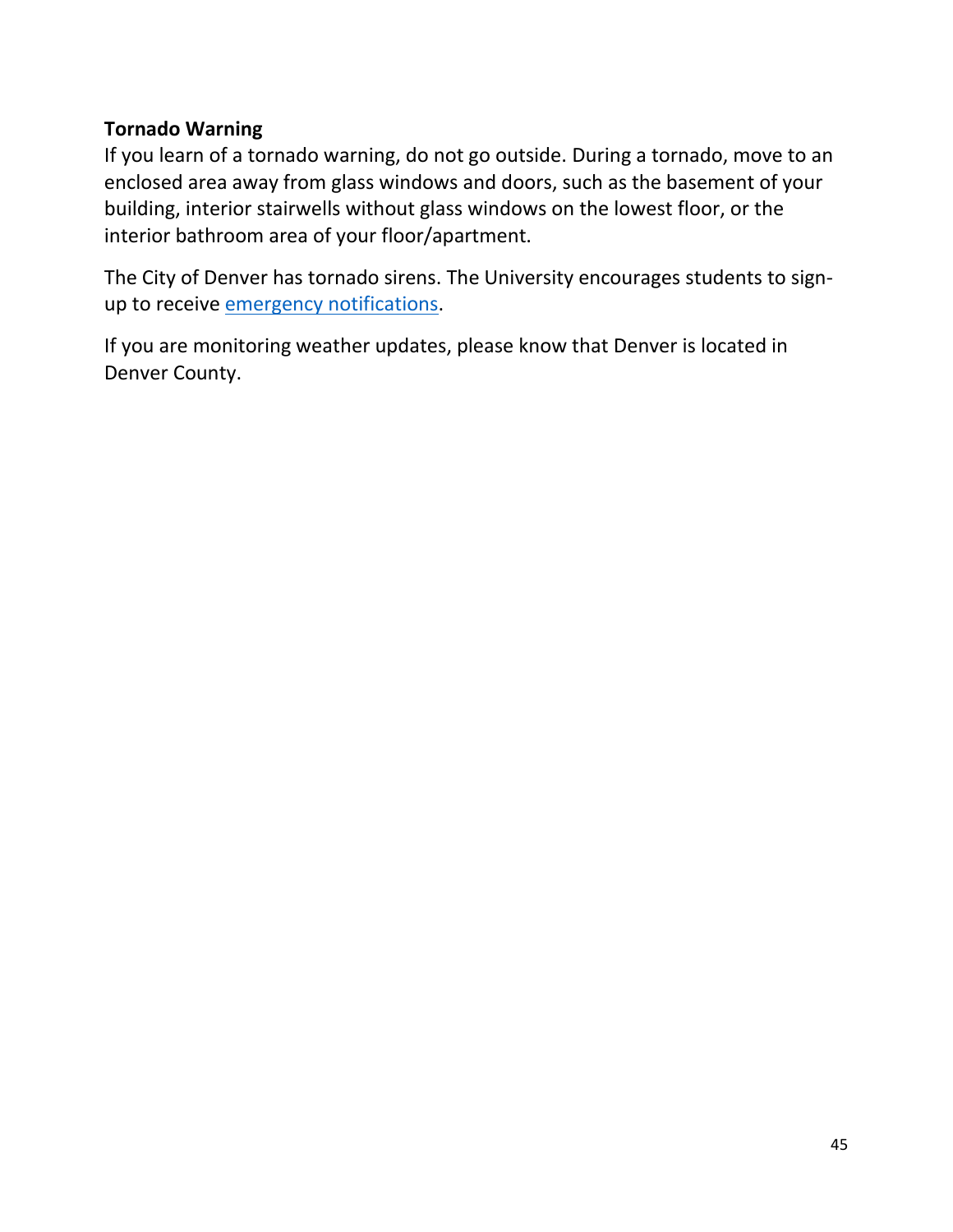**Tornado Warning**

If you learn of a tornado warning, do not go outside. During a tornado, move to an enclosed area away from glass windows and doors, such as the basement of your building, interior stairwells without glass windows on the lowest floor, or the interior bathroom area of your floor/apartment.

The City of Denver has tornado sirens. The University encourages students to sign-up to receive emergency notifications.

If you are monitoring weather updates, please know that Denver is located in Denver County.